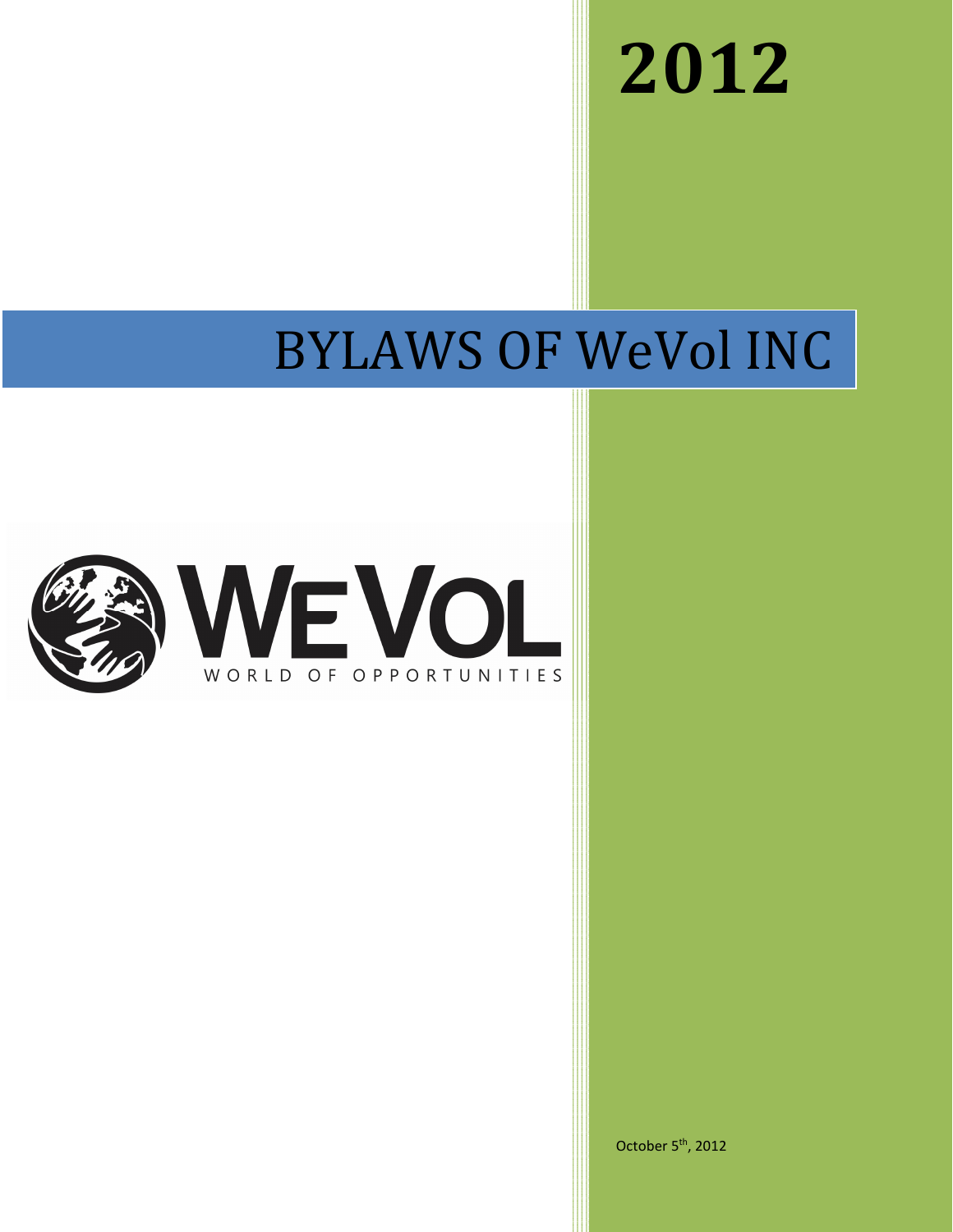# 2012

# BYLAWS OF WeVol INC

WEVOL

WORLD OF OPPORTUNITIES

October 5th, 2012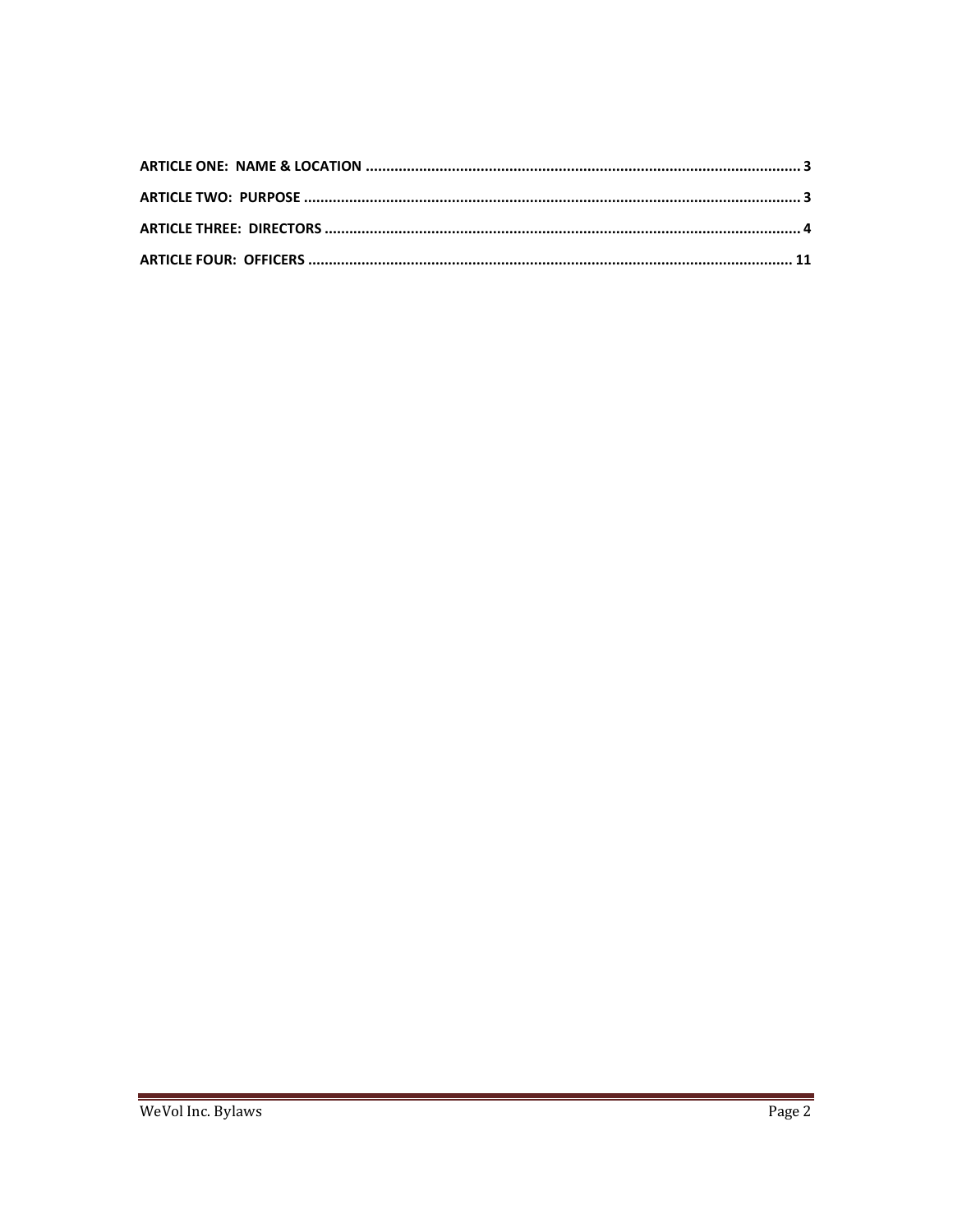**ARTICLE ONE: NAME & LOCATION** ........................................................................................................ 3

**ARTICLE TWO: PURPOSE** ........................................................................................................................ 3

**ARTICLE THREE: DIRECTORS** .................................................................................................................. 4

**ARTICLE FOUR: OFFICERS** ..................................................................................................................... 11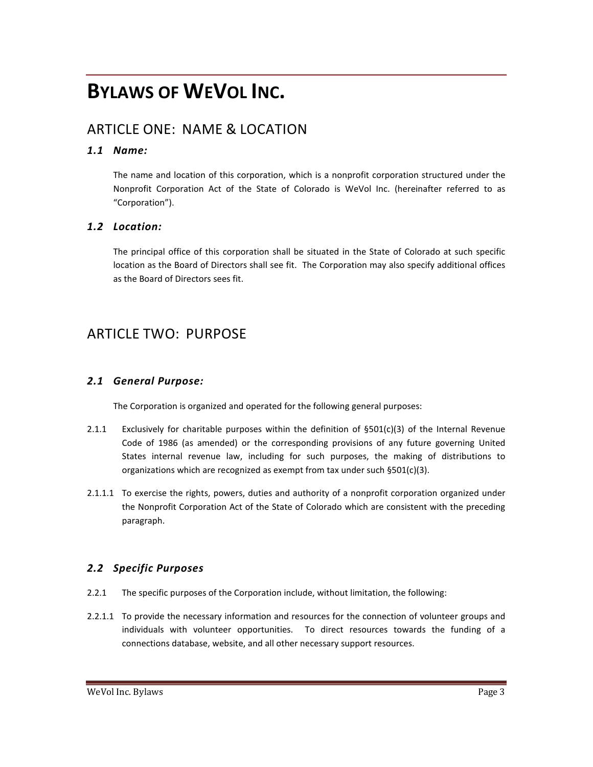# BYLAWS OF WEVOL INC.

## ARTICLE ONE: NAME & LOCATION

### *1.1 Name:*

The name and location of this corporation, which is a nonprofit corporation structured under the Nonprofit Corporation Act of the State of Colorado is WeVol Inc. (hereinafter referred to as "Corporation").

### *1.2 Location:*

The principal office of this corporation shall be situated in the State of Colorado at such specific location as the Board of Directors shall see fit. The Corporation may also specify additional offices as the Board of Directors sees fit.

## ARTICLE TWO: PURPOSE

### *2.1 General Purpose:*

The Corporation is organized and operated for the following general purposes:

2.1.1 Exclusively for charitable purposes within the definition of §501(c)(3) of the Internal Revenue Code of 1986 (as amended) or the corresponding provisions of any future governing United States internal revenue law, including for such purposes, the making of distributions to organizations which are recognized as exempt from tax under such §501(c)(3).

2.1.1.1 To exercise the rights, powers, duties and authority of a nonprofit corporation organized under the Nonprofit Corporation Act of the State of Colorado which are consistent with the preceding paragraph.

### *2.2 Specific Purposes*

2.2.1 The specific purposes of the Corporation include, without limitation, the following:

2.2.1.1 To provide the necessary information and resources for the connection of volunteer groups and individuals with volunteer opportunities. To direct resources towards the funding of a connections database, website, and all other necessary support resources.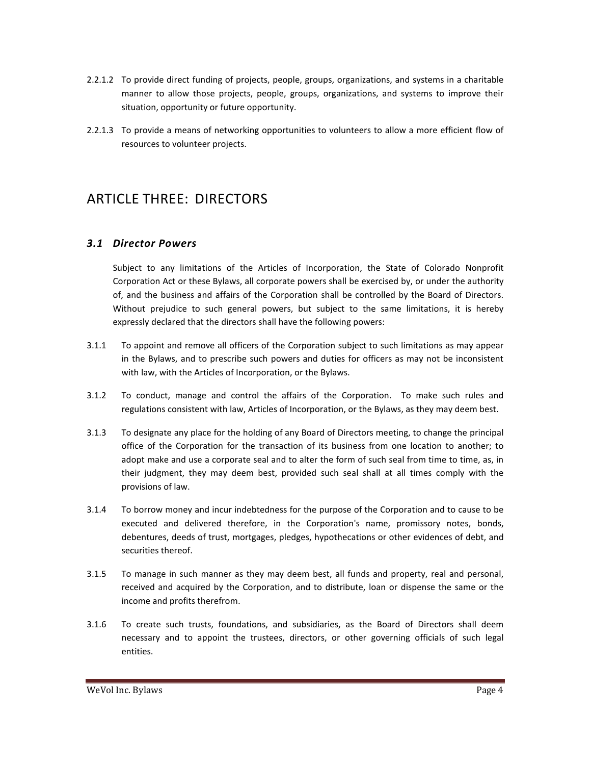2.2.1.2 To provide direct funding of projects, people, groups, organizations, and systems in a charitable manner to allow those projects, people, groups, organizations, and systems to improve their situation, opportunity or future opportunity.

2.2.1.3 To provide a means of networking opportunities to volunteers to allow a more efficient flow of resources to volunteer projects.

# ARTICLE THREE: DIRECTORS

## *3.1 Director Powers*

Subject to any limitations of the Articles of Incorporation, the State of Colorado Nonprofit Corporation Act or these Bylaws, all corporate powers shall be exercised by, or under the authority of, and the business and affairs of the Corporation shall be controlled by the Board of Directors. Without prejudice to such general powers, but subject to the same limitations, it is hereby expressly declared that the directors shall have the following powers:

3.1.1 To appoint and remove all officers of the Corporation subject to such limitations as may appear in the Bylaws, and to prescribe such powers and duties for officers as may not be inconsistent with law, with the Articles of Incorporation, or the Bylaws.

3.1.2 To conduct, manage and control the affairs of the Corporation. To make such rules and regulations consistent with law, Articles of Incorporation, or the Bylaws, as they may deem best.

3.1.3 To designate any place for the holding of any Board of Directors meeting, to change the principal office of the Corporation for the transaction of its business from one location to another; to adopt make and use a corporate seal and to alter the form of such seal from time to time, as, in their judgment, they may deem best, provided such seal shall at all times comply with the provisions of law.

3.1.4 To borrow money and incur indebtedness for the purpose of the Corporation and to cause to be executed and delivered therefore, in the Corporation's name, promissory notes, bonds, debentures, deeds of trust, mortgages, pledges, hypothecations or other evidences of debt, and securities thereof.

3.1.5 To manage in such manner as they may deem best, all funds and property, real and personal, received and acquired by the Corporation, and to distribute, loan or dispense the same or the income and profits therefrom.

3.1.6 To create such trusts, foundations, and subsidiaries, as the Board of Directors shall deem necessary and to appoint the trustees, directors, or other governing officials of such legal entities.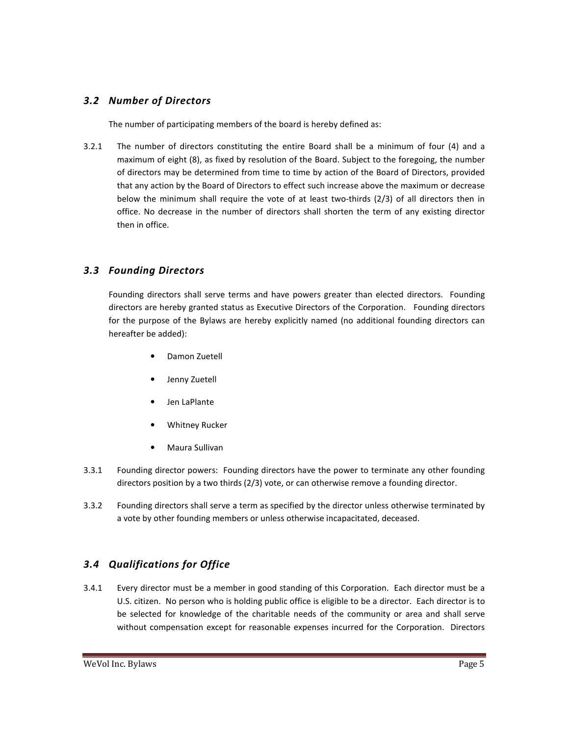### *3.2 Number of Directors*

The number of participating members of the board is hereby defined as:

3.2.1 The number of directors constituting the entire Board shall be a minimum of four (4) and a maximum of eight (8), as fixed by resolution of the Board. Subject to the foregoing, the number of directors may be determined from time to time by action of the Board of Directors, provided that any action by the Board of Directors to effect such increase above the maximum or decrease below the minimum shall require the vote of at least two-thirds (2/3) of all directors then in office. No decrease in the number of directors shall shorten the term of any existing director then in office.

### *3.3 Founding Directors*

Founding directors shall serve terms and have powers greater than elected directors. Founding directors are hereby granted status as Executive Directors of the Corporation. Founding directors for the purpose of the Bylaws are hereby explicitly named (no additional founding directors can hereafter be added):

- Damon Zuetell
- Jenny Zuetell
- Jen LaPlante
- Whitney Rucker
- Maura Sullivan

3.3.1 Founding director powers: Founding directors have the power to terminate any other founding directors position by a two thirds (2/3) vote, or can otherwise remove a founding director.

3.3.2 Founding directors shall serve a term as specified by the director unless otherwise terminated by a vote by other founding members or unless otherwise incapacitated, deceased.

### *3.4 Qualifications for Office*

3.4.1 Every director must be a member in good standing of this Corporation. Each director must be a U.S. citizen. No person who is holding public office is eligible to be a director. Each director is to be selected for knowledge of the charitable needs of the community or area and shall serve without compensation except for reasonable expenses incurred for the Corporation. Directors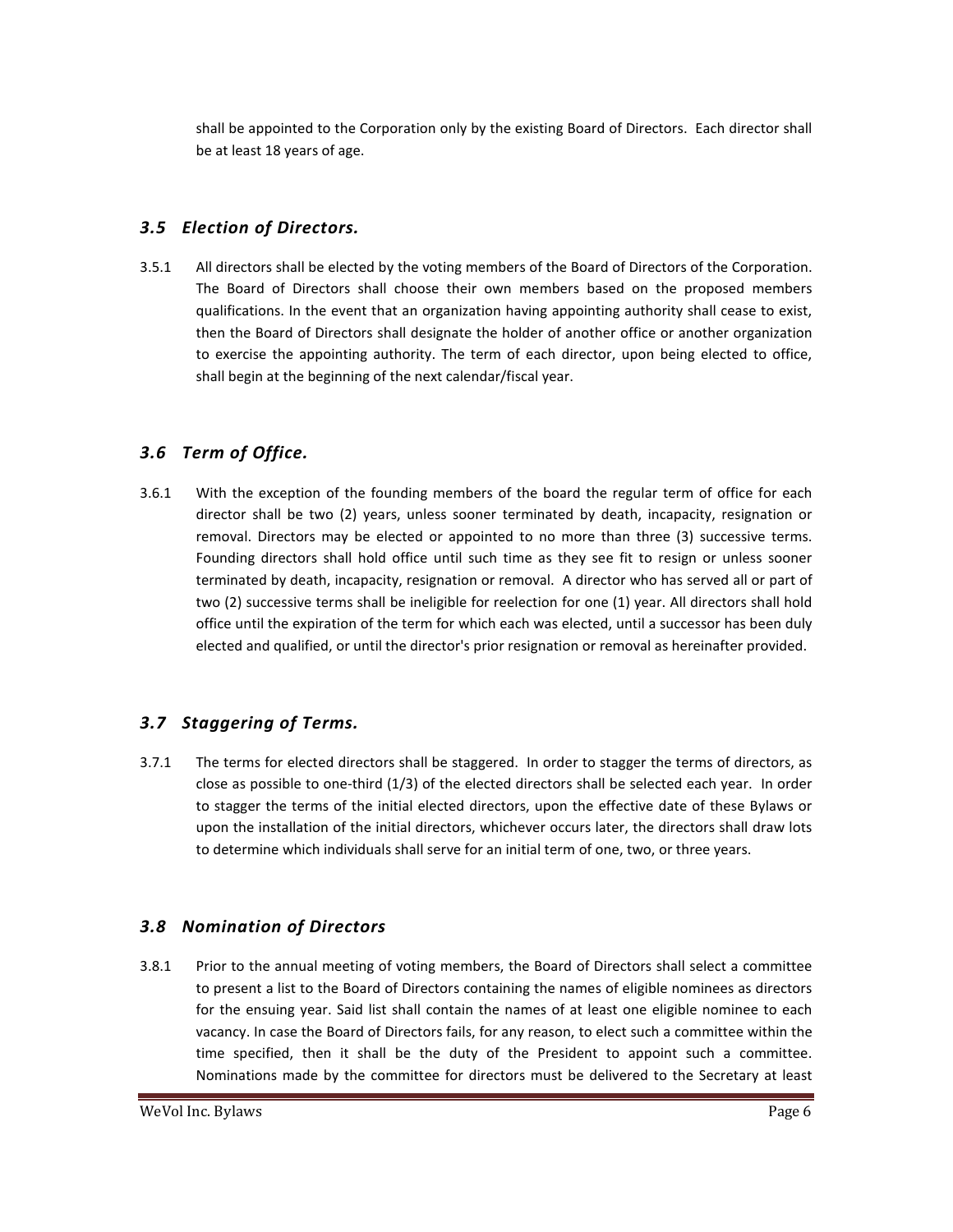shall be appointed to the Corporation only by the existing Board of Directors. Each director shall be at least 18 years of age.

## *3.5 Election of Directors.*

3.5.1 All directors shall be elected by the voting members of the Board of Directors of the Corporation. The Board of Directors shall choose their own members based on the proposed members qualifications. In the event that an organization having appointing authority shall cease to exist, then the Board of Directors shall designate the holder of another office or another organization to exercise the appointing authority. The term of each director, upon being elected to office, shall begin at the beginning of the next calendar/fiscal year.

## *3.6 Term of Office.*

3.6.1 With the exception of the founding members of the board the regular term of office for each director shall be two (2) years, unless sooner terminated by death, incapacity, resignation or removal. Directors may be elected or appointed to no more than three (3) successive terms. Founding directors shall hold office until such time as they see fit to resign or unless sooner terminated by death, incapacity, resignation or removal. A director who has served all or part of two (2) successive terms shall be ineligible for reelection for one (1) year. All directors shall hold office until the expiration of the term for which each was elected, until a successor has been duly elected and qualified, or until the director's prior resignation or removal as hereinafter provided.

## *3.7 Staggering of Terms.*

3.7.1 The terms for elected directors shall be staggered. In order to stagger the terms of directors, as close as possible to one-third (1/3) of the elected directors shall be selected each year. In order to stagger the terms of the initial elected directors, upon the effective date of these Bylaws or upon the installation of the initial directors, whichever occurs later, the directors shall draw lots to determine which individuals shall serve for an initial term of one, two, or three years.

## *3.8 Nomination of Directors*

3.8.1 Prior to the annual meeting of voting members, the Board of Directors shall select a committee to present a list to the Board of Directors containing the names of eligible nominees as directors for the ensuing year. Said list shall contain the names of at least one eligible nominee to each vacancy. In case the Board of Directors fails, for any reason, to elect such a committee within the time specified, then it shall be the duty of the President to appoint such a committee. Nominations made by the committee for directors must be delivered to the Secretary at least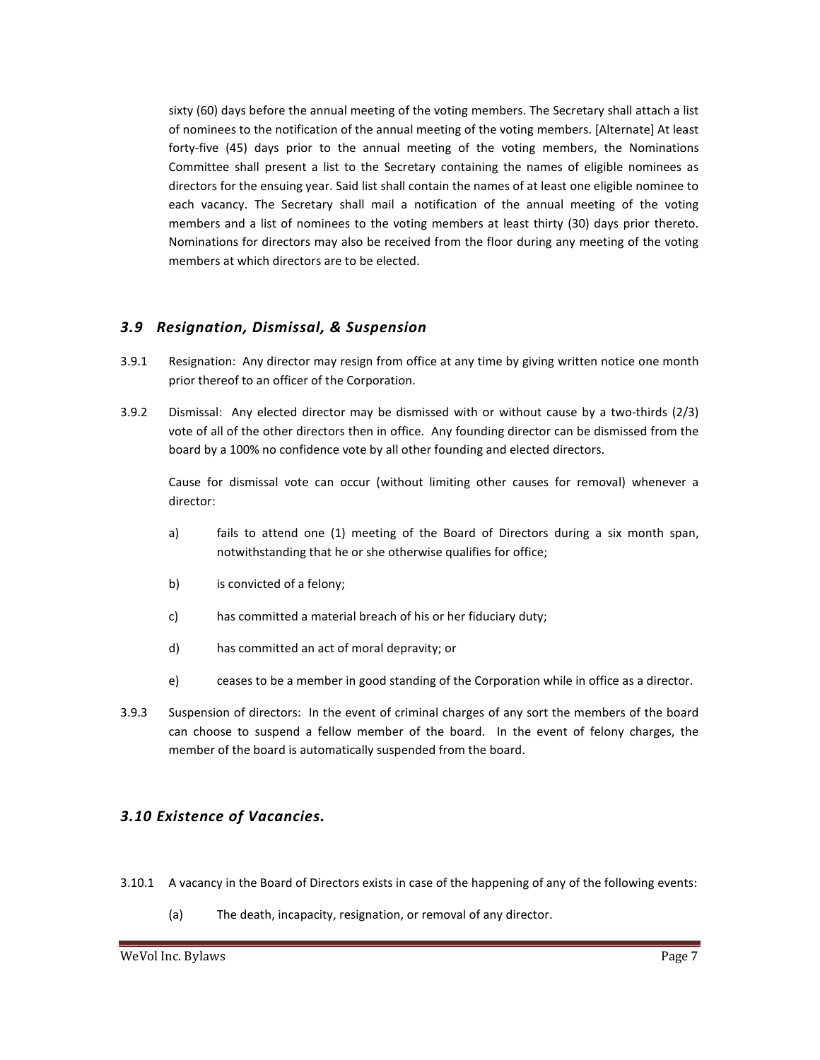sixty (60) days before the annual meeting of the voting members. The Secretary shall attach a list of nominees to the notification of the annual meeting of the voting members. [Alternate] At least forty-five (45) days prior to the annual meeting of the voting members, the Nominations Committee shall present a list to the Secretary containing the names of eligible nominees as directors for the ensuing year. Said list shall contain the names of at least one eligible nominee to each vacancy. The Secretary shall mail a notification of the annual meeting of the voting members and a list of nominees to the voting members at least thirty (30) days prior thereto. Nominations for directors may also be received from the floor during any meeting of the voting members at which directors are to be elected.

### *3.9 Resignation, Dismissal, & Suspension*

3.9.1 Resignation: Any director may resign from office at any time by giving written notice one month prior thereof to an officer of the Corporation.

3.9.2 Dismissal: Any elected director may be dismissed with or without cause by a two-thirds (2/3) vote of all of the other directors then in office. Any founding director can be dismissed from the board by a 100% no confidence vote by all other founding and elected directors.

Cause for dismissal vote can occur (without limiting other causes for removal) whenever a director:

a) fails to attend one (1) meeting of the Board of Directors during a six month span, notwithstanding that he or she otherwise qualifies for office;

b) is convicted of a felony;

c) has committed a material breach of his or her fiduciary duty;

d) has committed an act of moral depravity; or

e) ceases to be a member in good standing of the Corporation while in office as a director.

3.9.3 Suspension of directors: In the event of criminal charges of any sort the members of the board can choose to suspend a fellow member of the board. In the event of felony charges, the member of the board is automatically suspended from the board.

### *3.10 Existence of Vacancies.*

3.10.1 A vacancy in the Board of Directors exists in case of the happening of any of the following events:

(a) The death, incapacity, resignation, or removal of any director.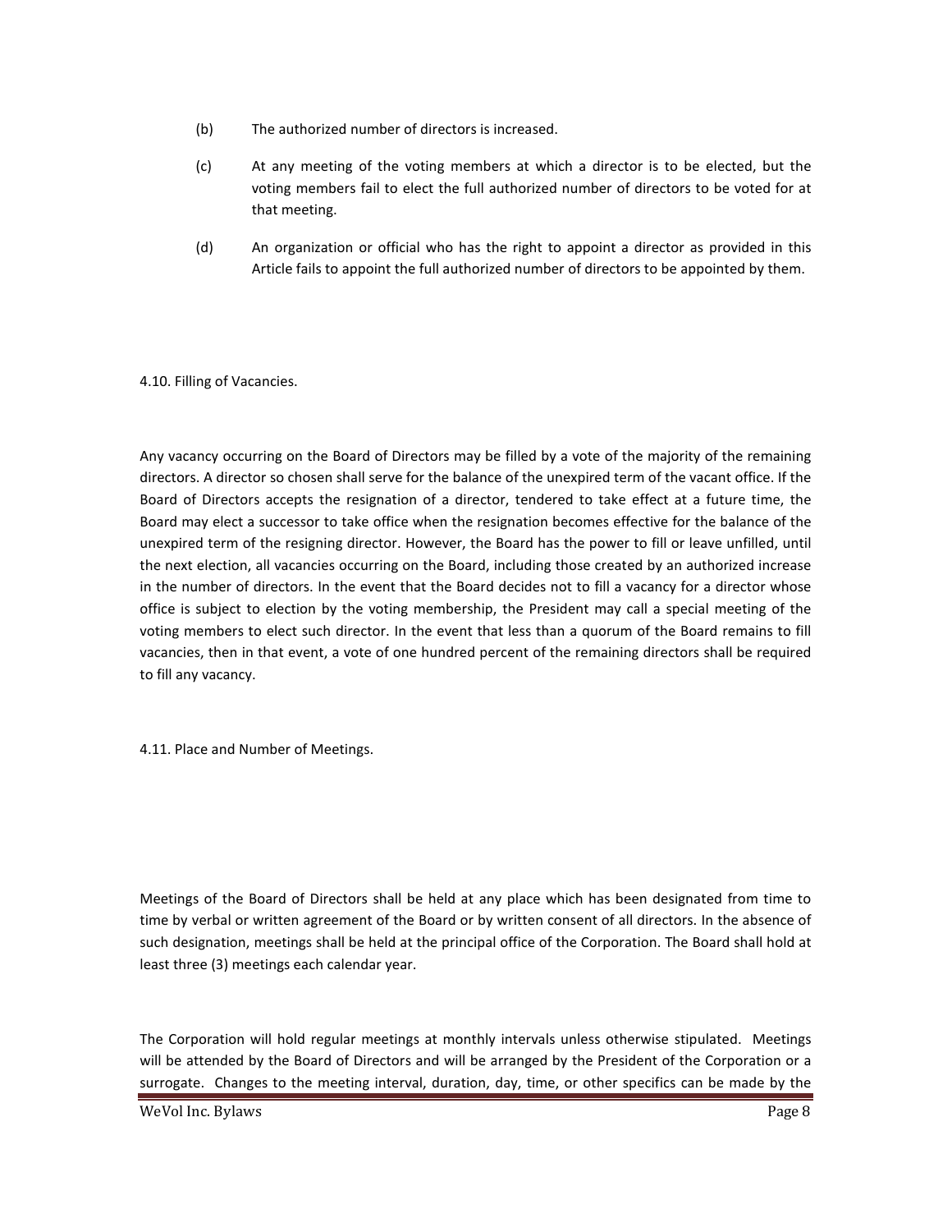(b) The authorized number of directors is increased.

(c) At any meeting of the voting members at which a director is to be elected, but the voting members fail to elect the full authorized number of directors to be voted for at that meeting.

(d) An organization or official who has the right to appoint a director as provided in this Article fails to appoint the full authorized number of directors to be appointed by them.

4.10. Filling of Vacancies.

Any vacancy occurring on the Board of Directors may be filled by a vote of the majority of the remaining directors. A director so chosen shall serve for the balance of the unexpired term of the vacant office. If the Board of Directors accepts the resignation of a director, tendered to take effect at a future time, the Board may elect a successor to take office when the resignation becomes effective for the balance of the unexpired term of the resigning director. However, the Board has the power to fill or leave unfilled, until the next election, all vacancies occurring on the Board, including those created by an authorized increase in the number of directors. In the event that the Board decides not to fill a vacancy for a director whose office is subject to election by the voting membership, the President may call a special meeting of the voting members to elect such director. In the event that less than a quorum of the Board remains to fill vacancies, then in that event, a vote of one hundred percent of the remaining directors shall be required to fill any vacancy.

4.11. Place and Number of Meetings.

Meetings of the Board of Directors shall be held at any place which has been designated from time to time by verbal or written agreement of the Board or by written consent of all directors. In the absence of such designation, meetings shall be held at the principal office of the Corporation. The Board shall hold at least three (3) meetings each calendar year.

The Corporation will hold regular meetings at monthly intervals unless otherwise stipulated. Meetings will be attended by the Board of Directors and will be arranged by the President of the Corporation or a surrogate. Changes to the meeting interval, duration, day, time, or other specifics can be made by the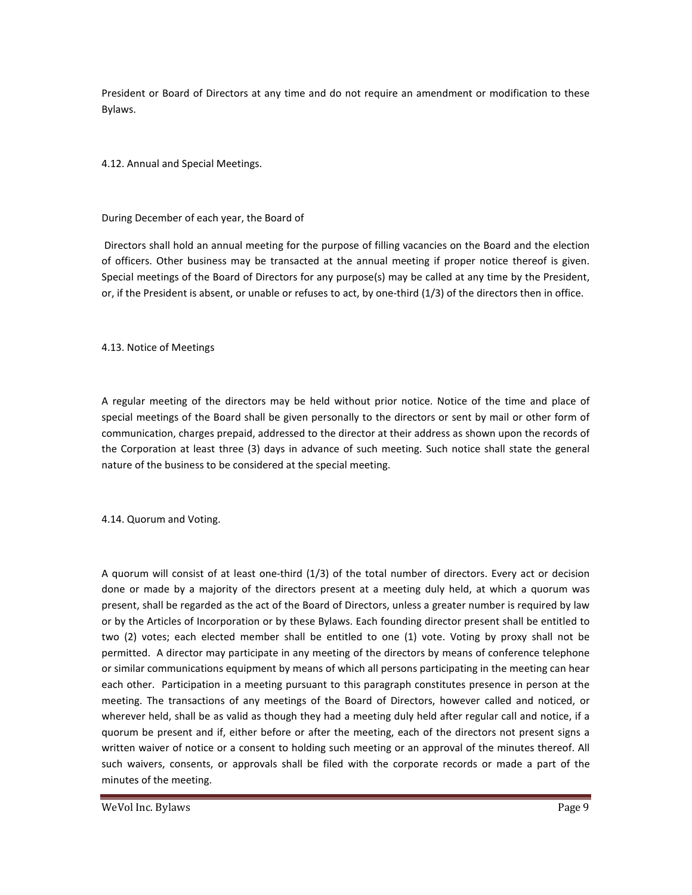President or Board of Directors at any time and do not require an amendment or modification to these Bylaws.

4.12. Annual and Special Meetings.

During December of each year, the Board of

Directors shall hold an annual meeting for the purpose of filling vacancies on the Board and the election of officers. Other business may be transacted at the annual meeting if proper notice thereof is given. Special meetings of the Board of Directors for any purpose(s) may be called at any time by the President, or, if the President is absent, or unable or refuses to act, by one-third (1/3) of the directors then in office.

4.13. Notice of Meetings

A regular meeting of the directors may be held without prior notice. Notice of the time and place of special meetings of the Board shall be given personally to the directors or sent by mail or other form of communication, charges prepaid, addressed to the director at their address as shown upon the records of the Corporation at least three (3) days in advance of such meeting. Such notice shall state the general nature of the business to be considered at the special meeting.

4.14. Quorum and Voting.

A quorum will consist of at least one-third (1/3) of the total number of directors. Every act or decision done or made by a majority of the directors present at a meeting duly held, at which a quorum was present, shall be regarded as the act of the Board of Directors, unless a greater number is required by law or by the Articles of Incorporation or by these Bylaws. Each founding director present shall be entitled to two (2) votes; each elected member shall be entitled to one (1) vote. Voting by proxy shall not be permitted. A director may participate in any meeting of the directors by means of conference telephone or similar communications equipment by means of which all persons participating in the meeting can hear each other. Participation in a meeting pursuant to this paragraph constitutes presence in person at the meeting. The transactions of any meetings of the Board of Directors, however called and noticed, or wherever held, shall be as valid as though they had a meeting duly held after regular call and notice, if a quorum be present and if, either before or after the meeting, each of the directors not present signs a written waiver of notice or a consent to holding such meeting or an approval of the minutes thereof. All such waivers, consents, or approvals shall be filed with the corporate records or made a part of the minutes of the meeting.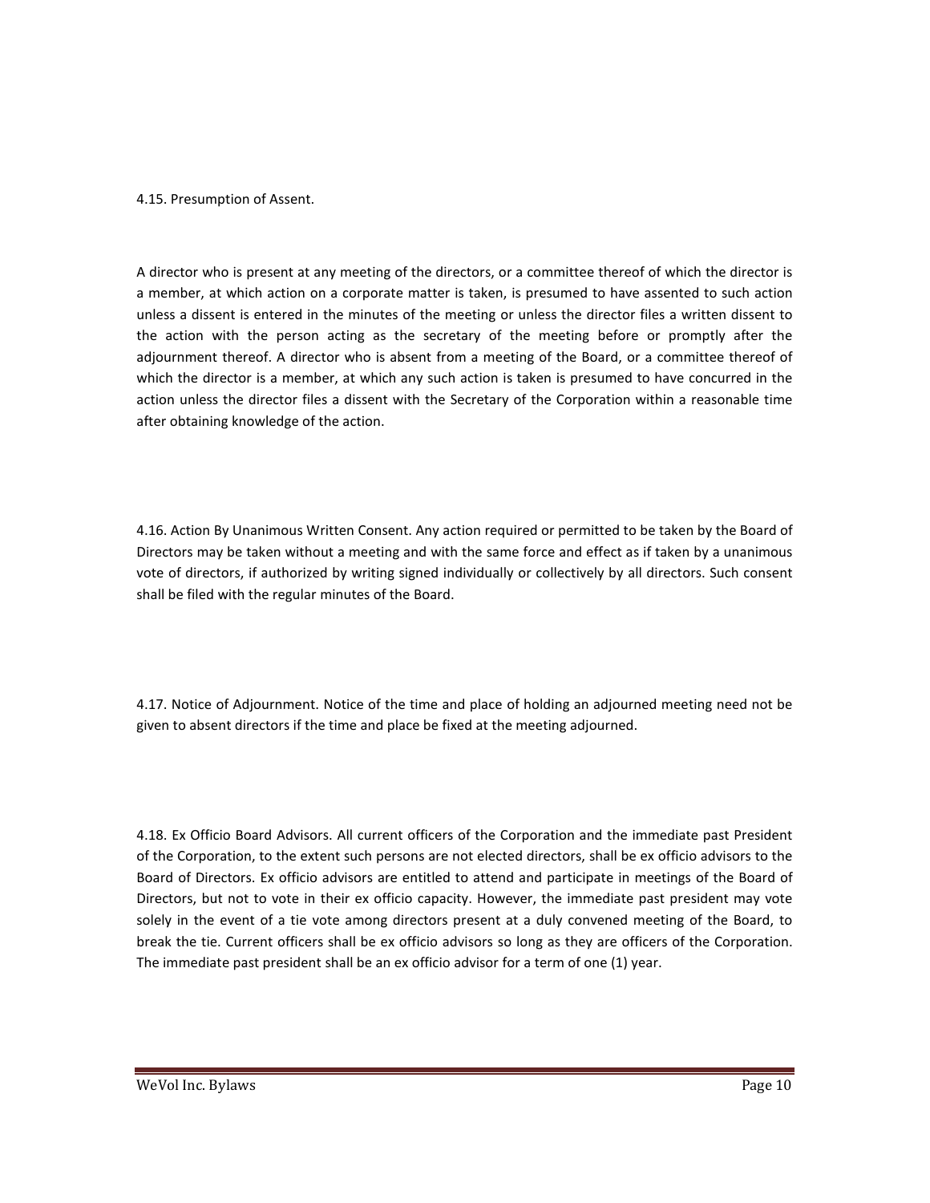4.15. Presumption of Assent.

A director who is present at any meeting of the directors, or a committee thereof of which the director is a member, at which action on a corporate matter is taken, is presumed to have assented to such action unless a dissent is entered in the minutes of the meeting or unless the director files a written dissent to the action with the person acting as the secretary of the meeting before or promptly after the adjournment thereof. A director who is absent from a meeting of the Board, or a committee thereof of which the director is a member, at which any such action is taken is presumed to have concurred in the action unless the director files a dissent with the Secretary of the Corporation within a reasonable time after obtaining knowledge of the action.

4.16. Action By Unanimous Written Consent. Any action required or permitted to be taken by the Board of Directors may be taken without a meeting and with the same force and effect as if taken by a unanimous vote of directors, if authorized by writing signed individually or collectively by all directors. Such consent shall be filed with the regular minutes of the Board.

4.17. Notice of Adjournment. Notice of the time and place of holding an adjourned meeting need not be given to absent directors if the time and place be fixed at the meeting adjourned.

4.18. Ex Officio Board Advisors. All current officers of the Corporation and the immediate past President of the Corporation, to the extent such persons are not elected directors, shall be ex officio advisors to the Board of Directors. Ex officio advisors are entitled to attend and participate in meetings of the Board of Directors, but not to vote in their ex officio capacity. However, the immediate past president may vote solely in the event of a tie vote among directors present at a duly convened meeting of the Board, to break the tie. Current officers shall be ex officio advisors so long as they are officers of the Corporation. The immediate past president shall be an ex officio advisor for a term of one (1) year.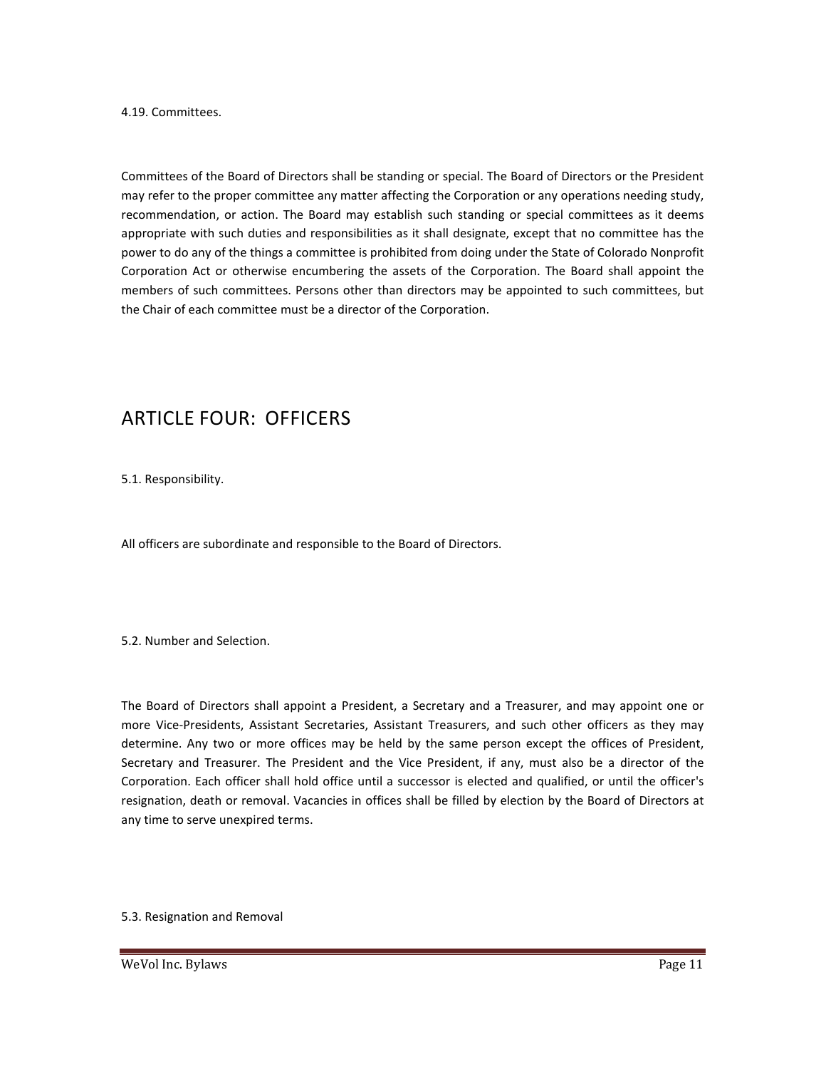4.19. Committees.

Committees of the Board of Directors shall be standing or special. The Board of Directors or the President may refer to the proper committee any matter affecting the Corporation or any operations needing study, recommendation, or action. The Board may establish such standing or special committees as it deems appropriate with such duties and responsibilities as it shall designate, except that no committee has the power to do any of the things a committee is prohibited from doing under the State of Colorado Nonprofit Corporation Act or otherwise encumbering the assets of the Corporation. The Board shall appoint the members of such committees. Persons other than directors may be appointed to such committees, but the Chair of each committee must be a director of the Corporation.

# ARTICLE FOUR: OFFICERS

5.1. Responsibility.

All officers are subordinate and responsible to the Board of Directors.

5.2. Number and Selection.

The Board of Directors shall appoint a President, a Secretary and a Treasurer, and may appoint one or more Vice-Presidents, Assistant Secretaries, Assistant Treasurers, and such other officers as they may determine. Any two or more offices may be held by the same person except the offices of President, Secretary and Treasurer. The President and the Vice President, if any, must also be a director of the Corporation. Each officer shall hold office until a successor is elected and qualified, or until the officer's resignation, death or removal. Vacancies in offices shall be filled by election by the Board of Directors at any time to serve unexpired terms.

5.3. Resignation and Removal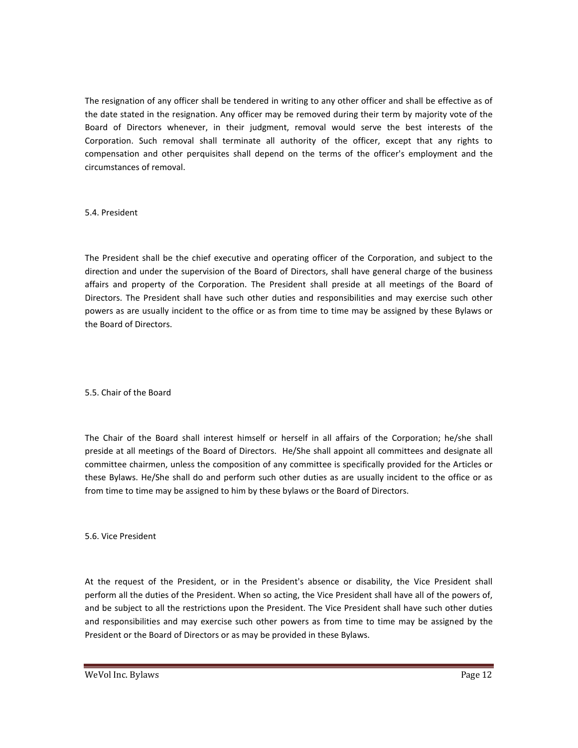The resignation of any officer shall be tendered in writing to any other officer and shall be effective as of the date stated in the resignation. Any officer may be removed during their term by majority vote of the Board of Directors whenever, in their judgment, removal would serve the best interests of the Corporation. Such removal shall terminate all authority of the officer, except that any rights to compensation and other perquisites shall depend on the terms of the officer's employment and the circumstances of removal.

### 5.4. President

The President shall be the chief executive and operating officer of the Corporation, and subject to the direction and under the supervision of the Board of Directors, shall have general charge of the business affairs and property of the Corporation. The President shall preside at all meetings of the Board of Directors. The President shall have such other duties and responsibilities and may exercise such other powers as are usually incident to the office or as from time to time may be assigned by these Bylaws or the Board of Directors.

### 5.5. Chair of the Board

The Chair of the Board shall interest himself or herself in all affairs of the Corporation; he/she shall preside at all meetings of the Board of Directors. He/She shall appoint all committees and designate all committee chairmen, unless the composition of any committee is specifically provided for the Articles or these Bylaws. He/She shall do and perform such other duties as are usually incident to the office or as from time to time may be assigned to him by these bylaws or the Board of Directors.

### 5.6. Vice President

At the request of the President, or in the President's absence or disability, the Vice President shall perform all the duties of the President. When so acting, the Vice President shall have all of the powers of, and be subject to all the restrictions upon the President. The Vice President shall have such other duties and responsibilities and may exercise such other powers as from time to time may be assigned by the President or the Board of Directors or as may be provided in these Bylaws.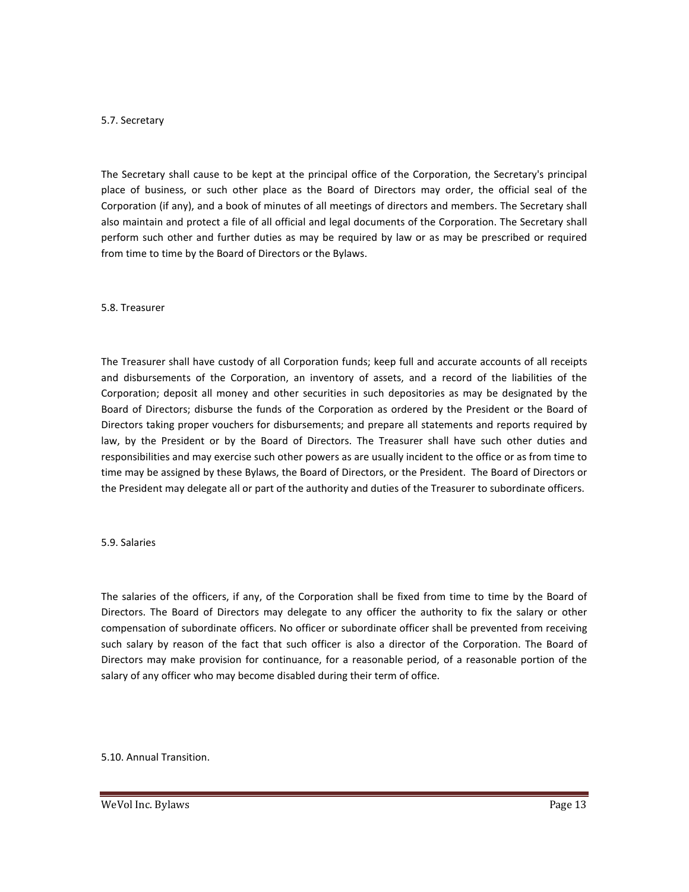### 5.7. Secretary

The Secretary shall cause to be kept at the principal office of the Corporation, the Secretary's principal place of business, or such other place as the Board of Directors may order, the official seal of the Corporation (if any), and a book of minutes of all meetings of directors and members. The Secretary shall also maintain and protect a file of all official and legal documents of the Corporation. The Secretary shall perform such other and further duties as may be required by law or as may be prescribed or required from time to time by the Board of Directors or the Bylaws.

### 5.8. Treasurer

The Treasurer shall have custody of all Corporation funds; keep full and accurate accounts of all receipts and disbursements of the Corporation, an inventory of assets, and a record of the liabilities of the Corporation; deposit all money and other securities in such depositories as may be designated by the Board of Directors; disburse the funds of the Corporation as ordered by the President or the Board of Directors taking proper vouchers for disbursements; and prepare all statements and reports required by law, by the President or by the Board of Directors. The Treasurer shall have such other duties and responsibilities and may exercise such other powers as are usually incident to the office or as from time to time may be assigned by these Bylaws, the Board of Directors, or the President. The Board of Directors or the President may delegate all or part of the authority and duties of the Treasurer to subordinate officers.

### 5.9. Salaries

The salaries of the officers, if any, of the Corporation shall be fixed from time to time by the Board of Directors. The Board of Directors may delegate to any officer the authority to fix the salary or other compensation of subordinate officers. No officer or subordinate officer shall be prevented from receiving such salary by reason of the fact that such officer is also a director of the Corporation. The Board of Directors may make provision for continuance, for a reasonable period, of a reasonable portion of the salary of any officer who may become disabled during their term of office.

### 5.10. Annual Transition.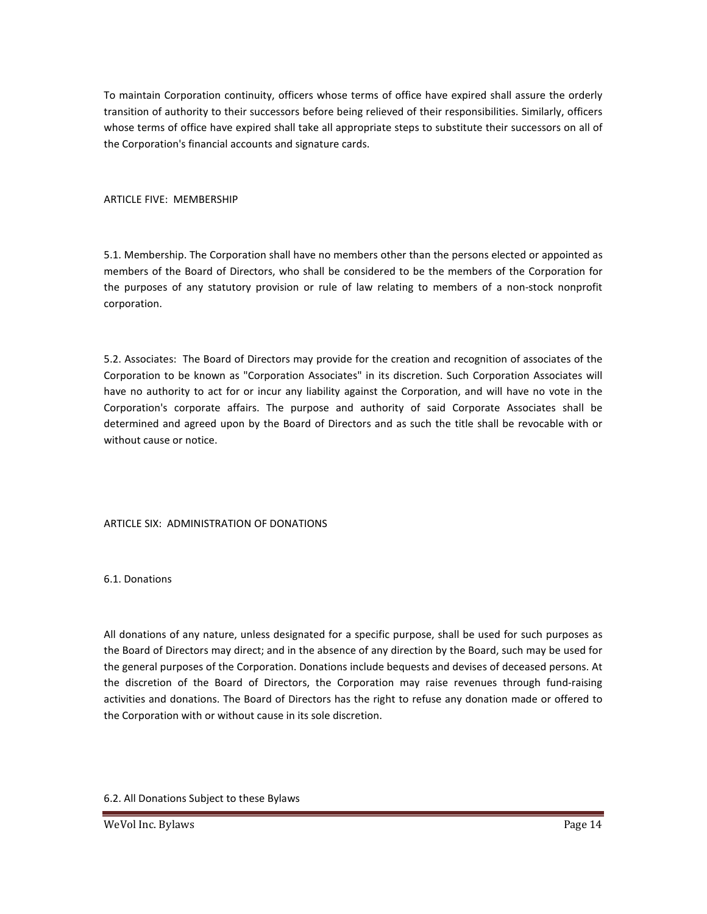To maintain Corporation continuity, officers whose terms of office have expired shall assure the orderly transition of authority to their successors before being relieved of their responsibilities. Similarly, officers whose terms of office have expired shall take all appropriate steps to substitute their successors on all of the Corporation's financial accounts and signature cards.

## ARTICLE FIVE: MEMBERSHIP

5.1. Membership. The Corporation shall have no members other than the persons elected or appointed as members of the Board of Directors, who shall be considered to be the members of the Corporation for the purposes of any statutory provision or rule of law relating to members of a non-stock nonprofit corporation.

5.2. Associates: The Board of Directors may provide for the creation and recognition of associates of the Corporation to be known as "Corporation Associates" in its discretion. Such Corporation Associates will have no authority to act for or incur any liability against the Corporation, and will have no vote in the Corporation's corporate affairs. The purpose and authority of said Corporate Associates shall be determined and agreed upon by the Board of Directors and as such the title shall be revocable with or without cause or notice.

## ARTICLE SIX: ADMINISTRATION OF DONATIONS

### 6.1. Donations

All donations of any nature, unless designated for a specific purpose, shall be used for such purposes as the Board of Directors may direct; and in the absence of any direction by the Board, such may be used for the general purposes of the Corporation. Donations include bequests and devises of deceased persons. At the discretion of the Board of Directors, the Corporation may raise revenues through fund-raising activities and donations. The Board of Directors has the right to refuse any donation made or offered to the Corporation with or without cause in its sole discretion.

### 6.2. All Donations Subject to these Bylaws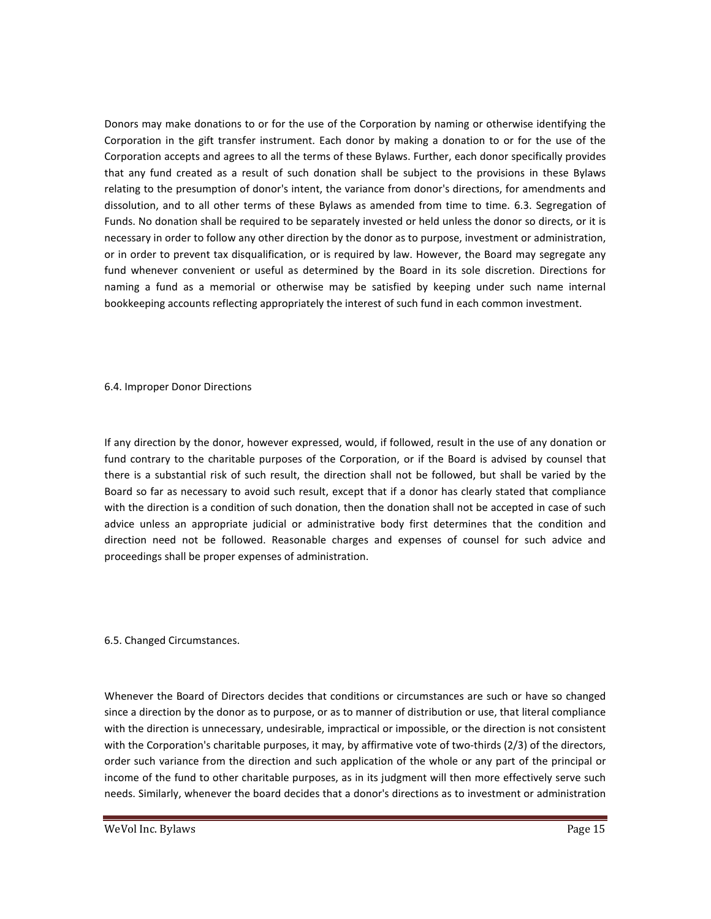Donors may make donations to or for the use of the Corporation by naming or otherwise identifying the Corporation in the gift transfer instrument. Each donor by making a donation to or for the use of the Corporation accepts and agrees to all the terms of these Bylaws. Further, each donor specifically provides that any fund created as a result of such donation shall be subject to the provisions in these Bylaws relating to the presumption of donor's intent, the variance from donor's directions, for amendments and dissolution, and to all other terms of these Bylaws as amended from time to time. 6.3. Segregation of Funds. No donation shall be required to be separately invested or held unless the donor so directs, or it is necessary in order to follow any other direction by the donor as to purpose, investment or administration, or in order to prevent tax disqualification, or is required by law. However, the Board may segregate any fund whenever convenient or useful as determined by the Board in its sole discretion. Directions for naming a fund as a memorial or otherwise may be satisfied by keeping under such name internal bookkeeping accounts reflecting appropriately the interest of such fund in each common investment.

### 6.4. Improper Donor Directions

If any direction by the donor, however expressed, would, if followed, result in the use of any donation or fund contrary to the charitable purposes of the Corporation, or if the Board is advised by counsel that there is a substantial risk of such result, the direction shall not be followed, but shall be varied by the Board so far as necessary to avoid such result, except that if a donor has clearly stated that compliance with the direction is a condition of such donation, then the donation shall not be accepted in case of such advice unless an appropriate judicial or administrative body first determines that the condition and direction need not be followed. Reasonable charges and expenses of counsel for such advice and proceedings shall be proper expenses of administration.

### 6.5. Changed Circumstances.

Whenever the Board of Directors decides that conditions or circumstances are such or have so changed since a direction by the donor as to purpose, or as to manner of distribution or use, that literal compliance with the direction is unnecessary, undesirable, impractical or impossible, or the direction is not consistent with the Corporation's charitable purposes, it may, by affirmative vote of two-thirds (2/3) of the directors, order such variance from the direction and such application of the whole or any part of the principal or income of the fund to other charitable purposes, as in its judgment will then more effectively serve such needs. Similarly, whenever the board decides that a donor's directions as to investment or administration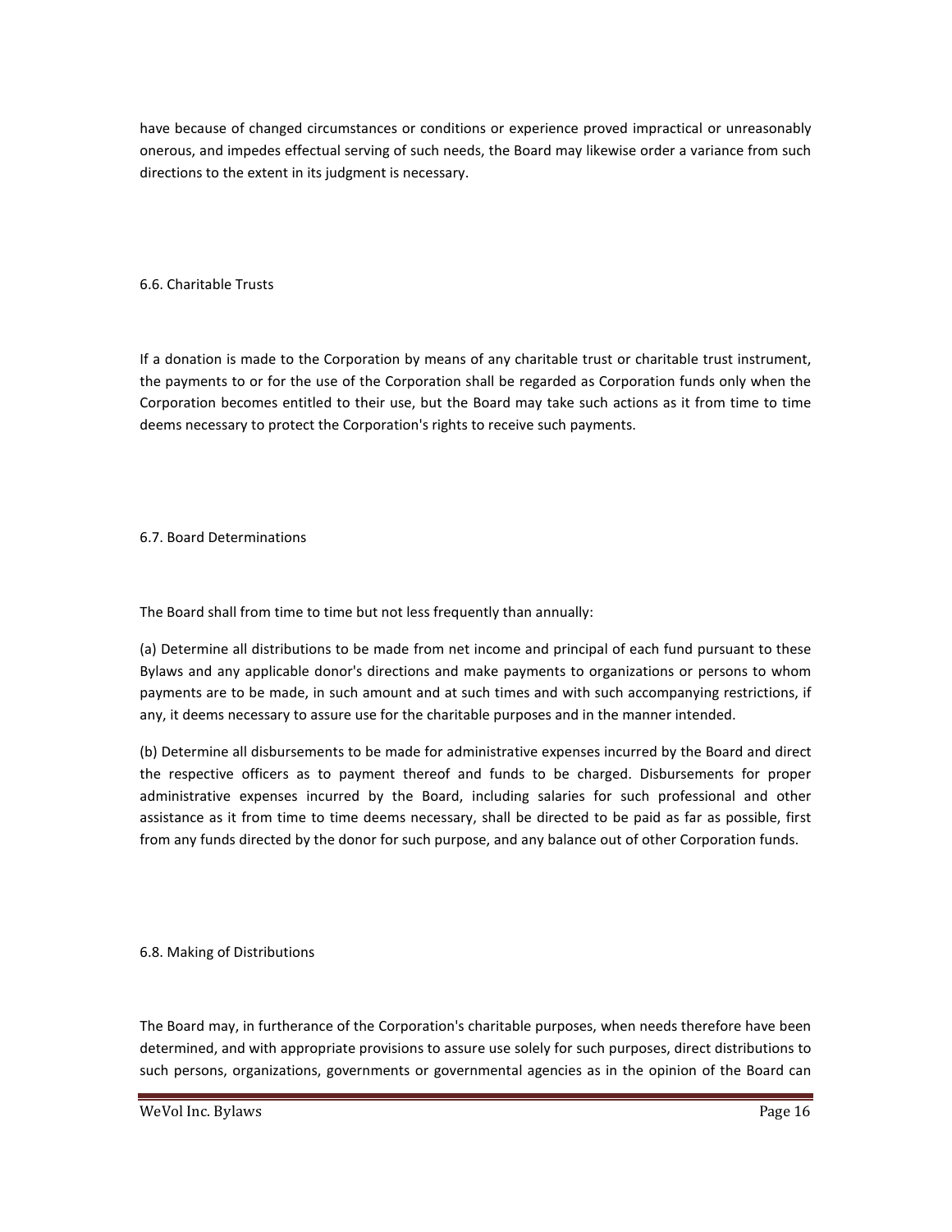have because of changed circumstances or conditions or experience proved impractical or unreasonably onerous, and impedes effectual serving of such needs, the Board may likewise order a variance from such directions to the extent in its judgment is necessary.

### 6.6. Charitable Trusts

If a donation is made to the Corporation by means of any charitable trust or charitable trust instrument, the payments to or for the use of the Corporation shall be regarded as Corporation funds only when the Corporation becomes entitled to their use, but the Board may take such actions as it from time to time deems necessary to protect the Corporation's rights to receive such payments.

### 6.7. Board Determinations

The Board shall from time to time but not less frequently than annually:

(a) Determine all distributions to be made from net income and principal of each fund pursuant to these Bylaws and any applicable donor's directions and make payments to organizations or persons to whom payments are to be made, in such amount and at such times and with such accompanying restrictions, if any, it deems necessary to assure use for the charitable purposes and in the manner intended.

(b) Determine all disbursements to be made for administrative expenses incurred by the Board and direct the respective officers as to payment thereof and funds to be charged. Disbursements for proper administrative expenses incurred by the Board, including salaries for such professional and other assistance as it from time to time deems necessary, shall be directed to be paid as far as possible, first from any funds directed by the donor for such purpose, and any balance out of other Corporation funds.

### 6.8. Making of Distributions

The Board may, in furtherance of the Corporation's charitable purposes, when needs therefore have been determined, and with appropriate provisions to assure use solely for such purposes, direct distributions to such persons, organizations, governments or governmental agencies as in the opinion of the Board can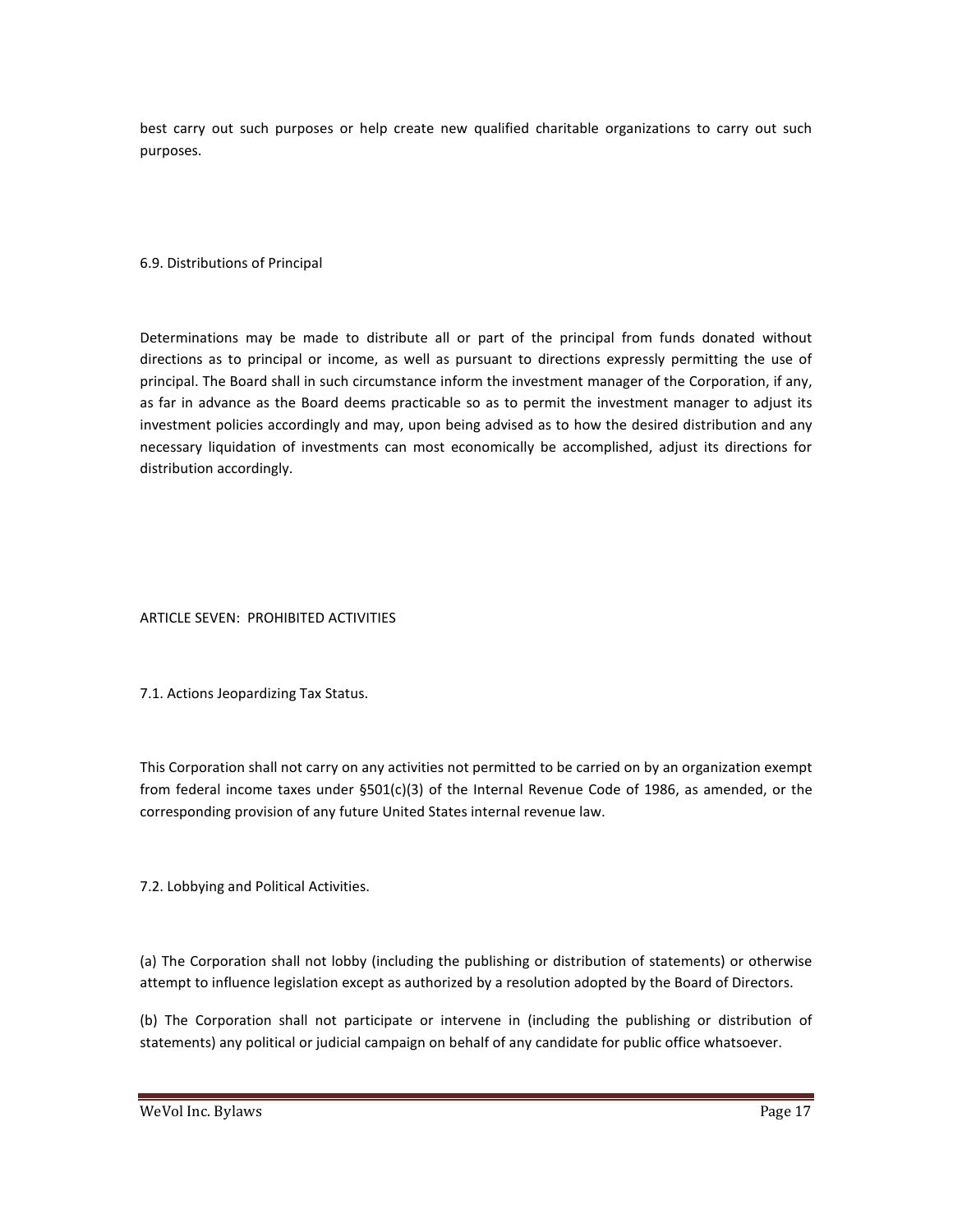best carry out such purposes or help create new qualified charitable organizations to carry out such purposes.

### 6.9. Distributions of Principal

Determinations may be made to distribute all or part of the principal from funds donated without directions as to principal or income, as well as pursuant to directions expressly permitting the use of principal. The Board shall in such circumstance inform the investment manager of the Corporation, if any, as far in advance as the Board deems practicable so as to permit the investment manager to adjust its investment policies accordingly and may, upon being advised as to how the desired distribution and any necessary liquidation of investments can most economically be accomplished, adjust its directions for distribution accordingly.

## ARTICLE SEVEN: PROHIBITED ACTIVITIES

### 7.1. Actions Jeopardizing Tax Status.

This Corporation shall not carry on any activities not permitted to be carried on by an organization exempt from federal income taxes under §501(c)(3) of the Internal Revenue Code of 1986, as amended, or the corresponding provision of any future United States internal revenue law.

### 7.2. Lobbying and Political Activities.

(a) The Corporation shall not lobby (including the publishing or distribution of statements) or otherwise attempt to influence legislation except as authorized by a resolution adopted by the Board of Directors.

(b) The Corporation shall not participate or intervene in (including the publishing or distribution of statements) any political or judicial campaign on behalf of any candidate for public office whatsoever.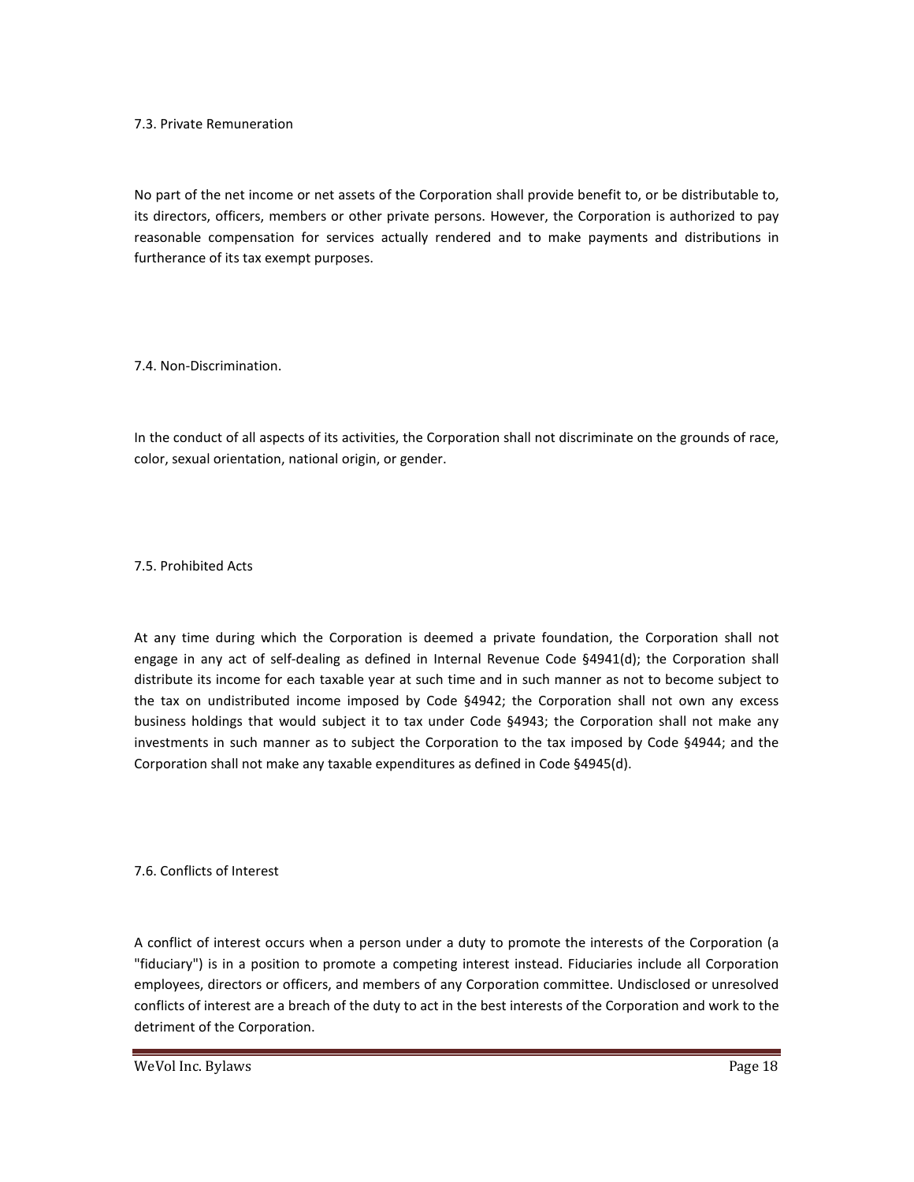### 7.3. Private Remuneration

No part of the net income or net assets of the Corporation shall provide benefit to, or be distributable to, its directors, officers, members or other private persons. However, the Corporation is authorized to pay reasonable compensation for services actually rendered and to make payments and distributions in furtherance of its tax exempt purposes.

### 7.4. Non-Discrimination.

In the conduct of all aspects of its activities, the Corporation shall not discriminate on the grounds of race, color, sexual orientation, national origin, or gender.

### 7.5. Prohibited Acts

At any time during which the Corporation is deemed a private foundation, the Corporation shall not engage in any act of self-dealing as defined in Internal Revenue Code §4941(d); the Corporation shall distribute its income for each taxable year at such time and in such manner as not to become subject to the tax on undistributed income imposed by Code §4942; the Corporation shall not own any excess business holdings that would subject it to tax under Code §4943; the Corporation shall not make any investments in such manner as to subject the Corporation to the tax imposed by Code §4944; and the Corporation shall not make any taxable expenditures as defined in Code §4945(d).

### 7.6. Conflicts of Interest

A conflict of interest occurs when a person under a duty to promote the interests of the Corporation (a "fiduciary") is in a position to promote a competing interest instead. Fiduciaries include all Corporation employees, directors or officers, and members of any Corporation committee. Undisclosed or unresolved conflicts of interest are a breach of the duty to act in the best interests of the Corporation and work to the detriment of the Corporation.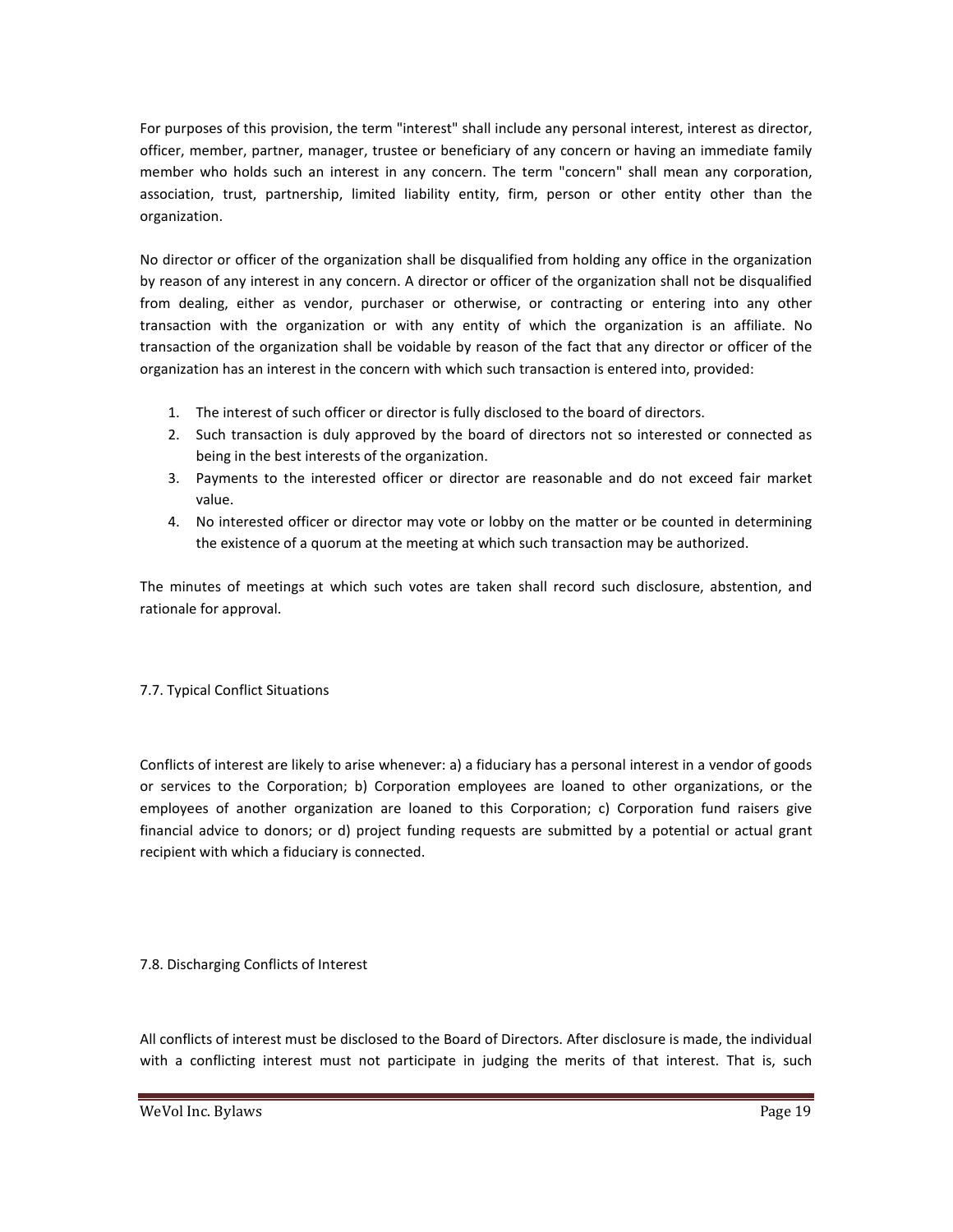For purposes of this provision, the term "interest" shall include any personal interest, interest as director, officer, member, partner, manager, trustee or beneficiary of any concern or having an immediate family member who holds such an interest in any concern. The term "concern" shall mean any corporation, association, trust, partnership, limited liability entity, firm, person or other entity other than the organization.

No director or officer of the organization shall be disqualified from holding any office in the organization by reason of any interest in any concern. A director or officer of the organization shall not be disqualified from dealing, either as vendor, purchaser or otherwise, or contracting or entering into any other transaction with the organization or with any entity of which the organization is an affiliate. No transaction of the organization shall be voidable by reason of the fact that any director or officer of the organization has an interest in the concern with which such transaction is entered into, provided:

1. The interest of such officer or director is fully disclosed to the board of directors.
2. Such transaction is duly approved by the board of directors not so interested or connected as being in the best interests of the organization.
3. Payments to the interested officer or director are reasonable and do not exceed fair market value.
4. No interested officer or director may vote or lobby on the matter or be counted in determining the existence of a quorum at the meeting at which such transaction may be authorized.

The minutes of meetings at which such votes are taken shall record such disclosure, abstention, and rationale for approval.

### 7.7. Typical Conflict Situations

Conflicts of interest are likely to arise whenever: a) a fiduciary has a personal interest in a vendor of goods or services to the Corporation; b) Corporation employees are loaned to other organizations, or the employees of another organization are loaned to this Corporation; c) Corporation fund raisers give financial advice to donors; or d) project funding requests are submitted by a potential or actual grant recipient with which a fiduciary is connected.

### 7.8. Discharging Conflicts of Interest

All conflicts of interest must be disclosed to the Board of Directors. After disclosure is made, the individual with a conflicting interest must not participate in judging the merits of that interest. That is, such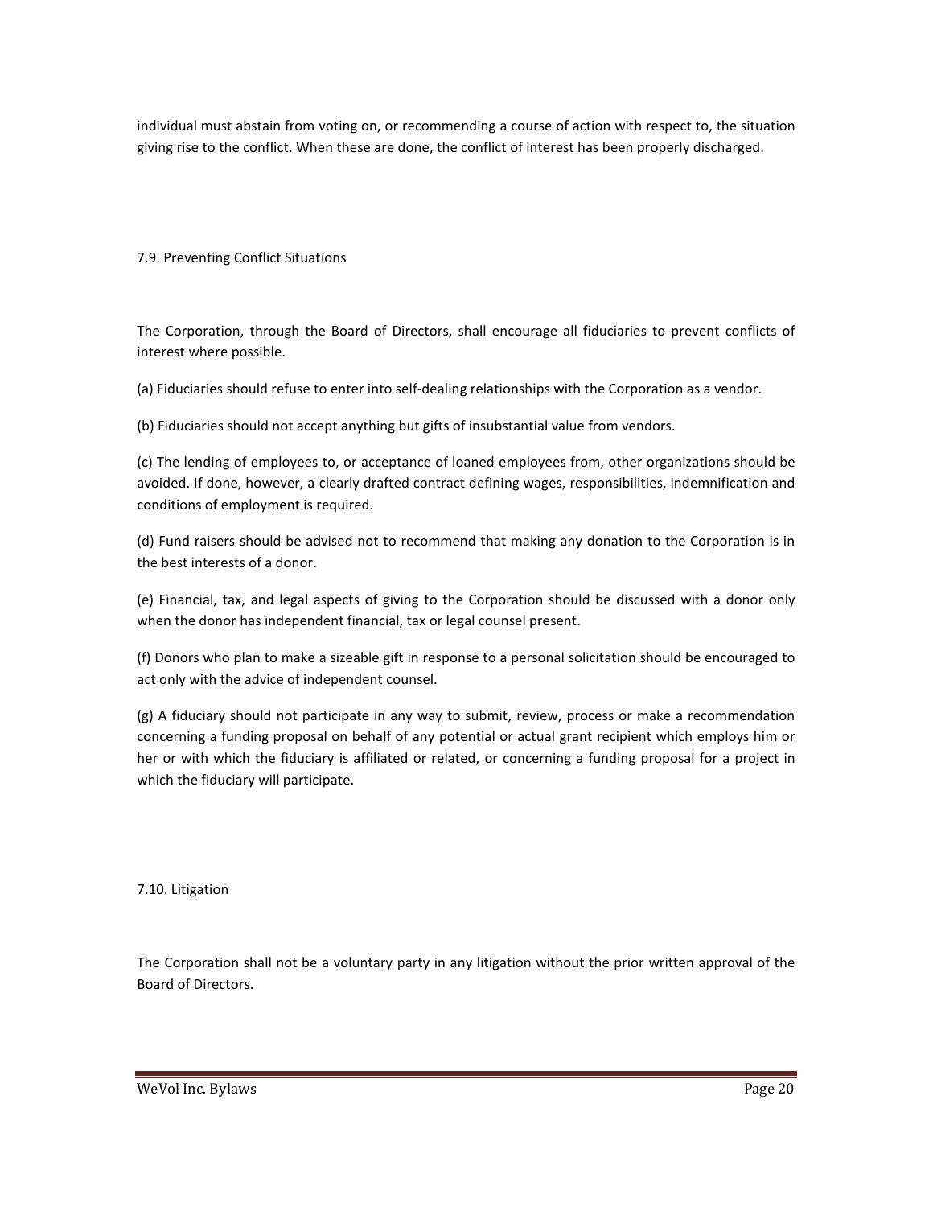individual must abstain from voting on, or recommending a course of action with respect to, the situation giving rise to the conflict. When these are done, the conflict of interest has been properly discharged.

### 7.9. Preventing Conflict Situations

The Corporation, through the Board of Directors, shall encourage all fiduciaries to prevent conflicts of interest where possible.

(a) Fiduciaries should refuse to enter into self-dealing relationships with the Corporation as a vendor.

(b) Fiduciaries should not accept anything but gifts of insubstantial value from vendors.

(c) The lending of employees to, or acceptance of loaned employees from, other organizations should be avoided. If done, however, a clearly drafted contract defining wages, responsibilities, indemnification and conditions of employment is required.

(d) Fund raisers should be advised not to recommend that making any donation to the Corporation is in the best interests of a donor.

(e) Financial, tax, and legal aspects of giving to the Corporation should be discussed with a donor only when the donor has independent financial, tax or legal counsel present.

(f) Donors who plan to make a sizeable gift in response to a personal solicitation should be encouraged to act only with the advice of independent counsel.

(g) A fiduciary should not participate in any way to submit, review, process or make a recommendation concerning a funding proposal on behalf of any potential or actual grant recipient which employs him or her or with which the fiduciary is affiliated or related, or concerning a funding proposal for a project in which the fiduciary will participate.

### 7.10. Litigation

The Corporation shall not be a voluntary party in any litigation without the prior written approval of the Board of Directors.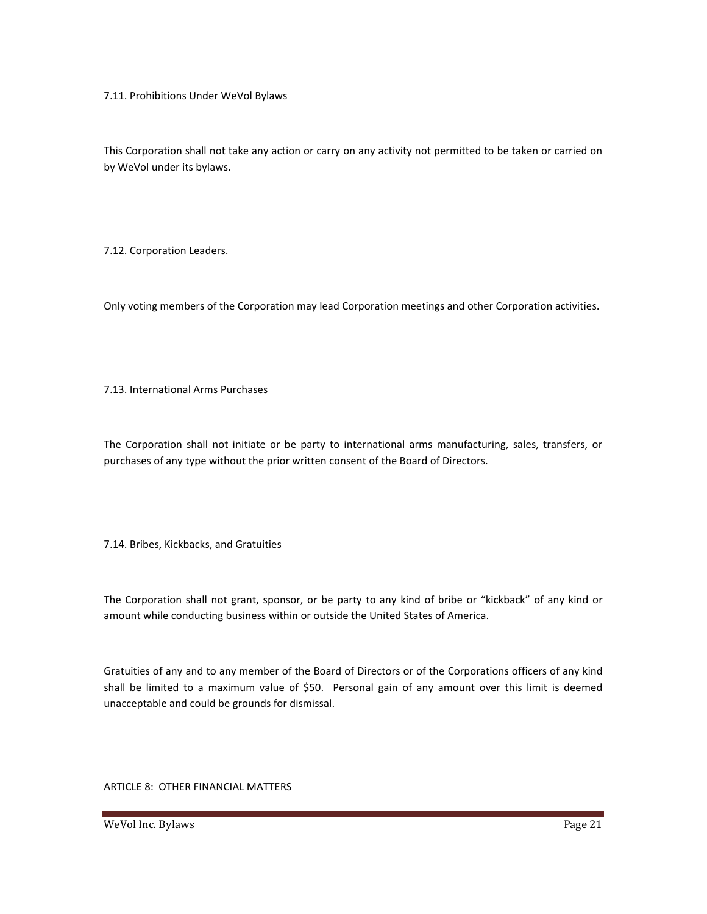7.11. Prohibitions Under WeVol Bylaws

This Corporation shall not take any action or carry on any activity not permitted to be taken or carried on by WeVol under its bylaws.

7.12. Corporation Leaders.

Only voting members of the Corporation may lead Corporation meetings and other Corporation activities.

7.13. International Arms Purchases

The Corporation shall not initiate or be party to international arms manufacturing, sales, transfers, or purchases of any type without the prior written consent of the Board of Directors.

7.14. Bribes, Kickbacks, and Gratuities

The Corporation shall not grant, sponsor, or be party to any kind of bribe or "kickback" of any kind or amount while conducting business within or outside the United States of America.

Gratuities of any and to any member of the Board of Directors or of the Corporations officers of any kind shall be limited to a maximum value of $50. Personal gain of any amount over this limit is deemed unacceptable and could be grounds for dismissal.

ARTICLE 8: OTHER FINANCIAL MATTERS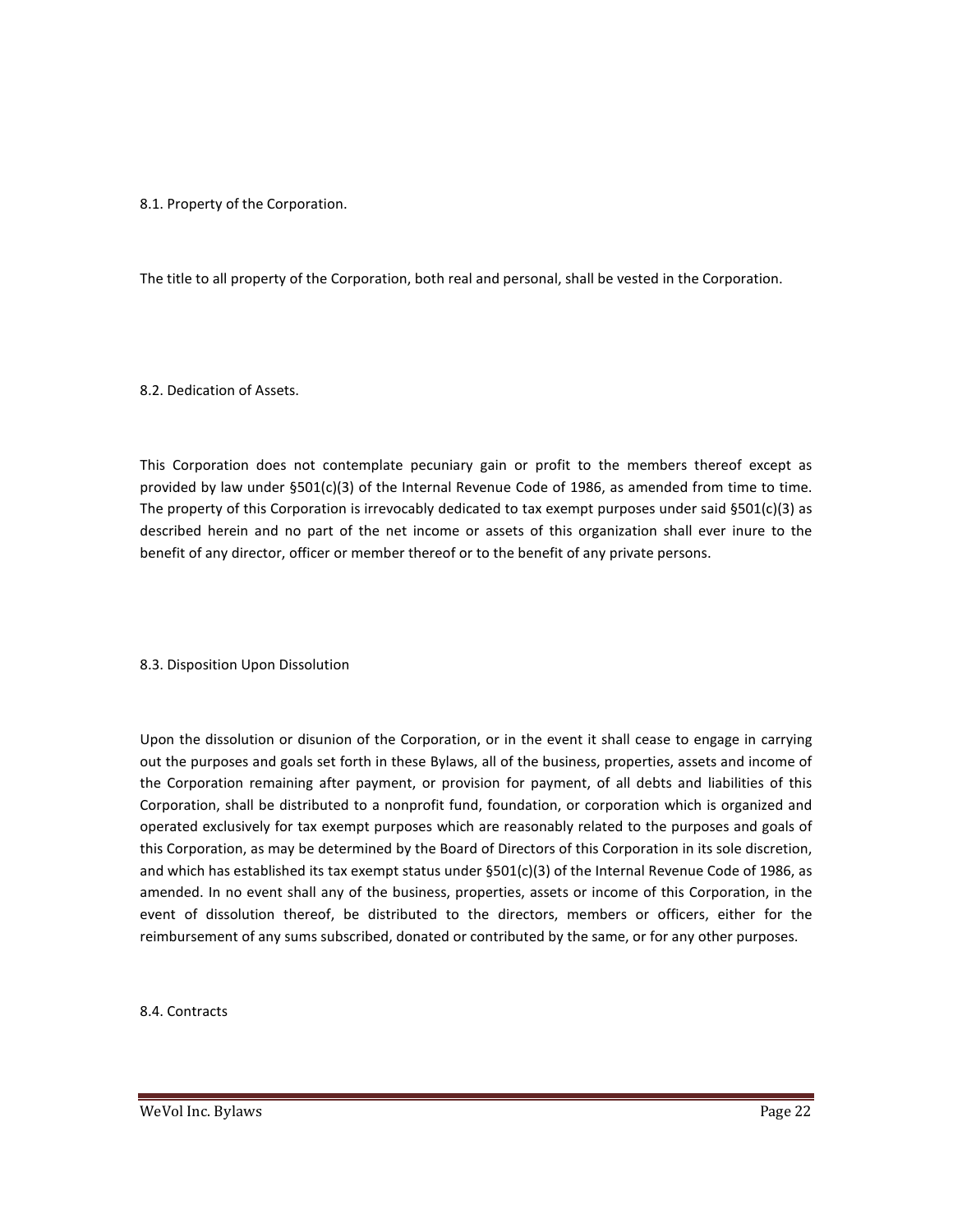8.1. Property of the Corporation.

The title to all property of the Corporation, both real and personal, shall be vested in the Corporation.

8.2. Dedication of Assets.

This Corporation does not contemplate pecuniary gain or profit to the members thereof except as provided by law under §501(c)(3) of the Internal Revenue Code of 1986, as amended from time to time. The property of this Corporation is irrevocably dedicated to tax exempt purposes under said §501(c)(3) as described herein and no part of the net income or assets of this organization shall ever inure to the benefit of any director, officer or member thereof or to the benefit of any private persons.

8.3. Disposition Upon Dissolution

Upon the dissolution or disunion of the Corporation, or in the event it shall cease to engage in carrying out the purposes and goals set forth in these Bylaws, all of the business, properties, assets and income of the Corporation remaining after payment, or provision for payment, of all debts and liabilities of this Corporation, shall be distributed to a nonprofit fund, foundation, or corporation which is organized and operated exclusively for tax exempt purposes which are reasonably related to the purposes and goals of this Corporation, as may be determined by the Board of Directors of this Corporation in its sole discretion, and which has established its tax exempt status under §501(c)(3) of the Internal Revenue Code of 1986, as amended. In no event shall any of the business, properties, assets or income of this Corporation, in the event of dissolution thereof, be distributed to the directors, members or officers, either for the reimbursement of any sums subscribed, donated or contributed by the same, or for any other purposes.

8.4. Contracts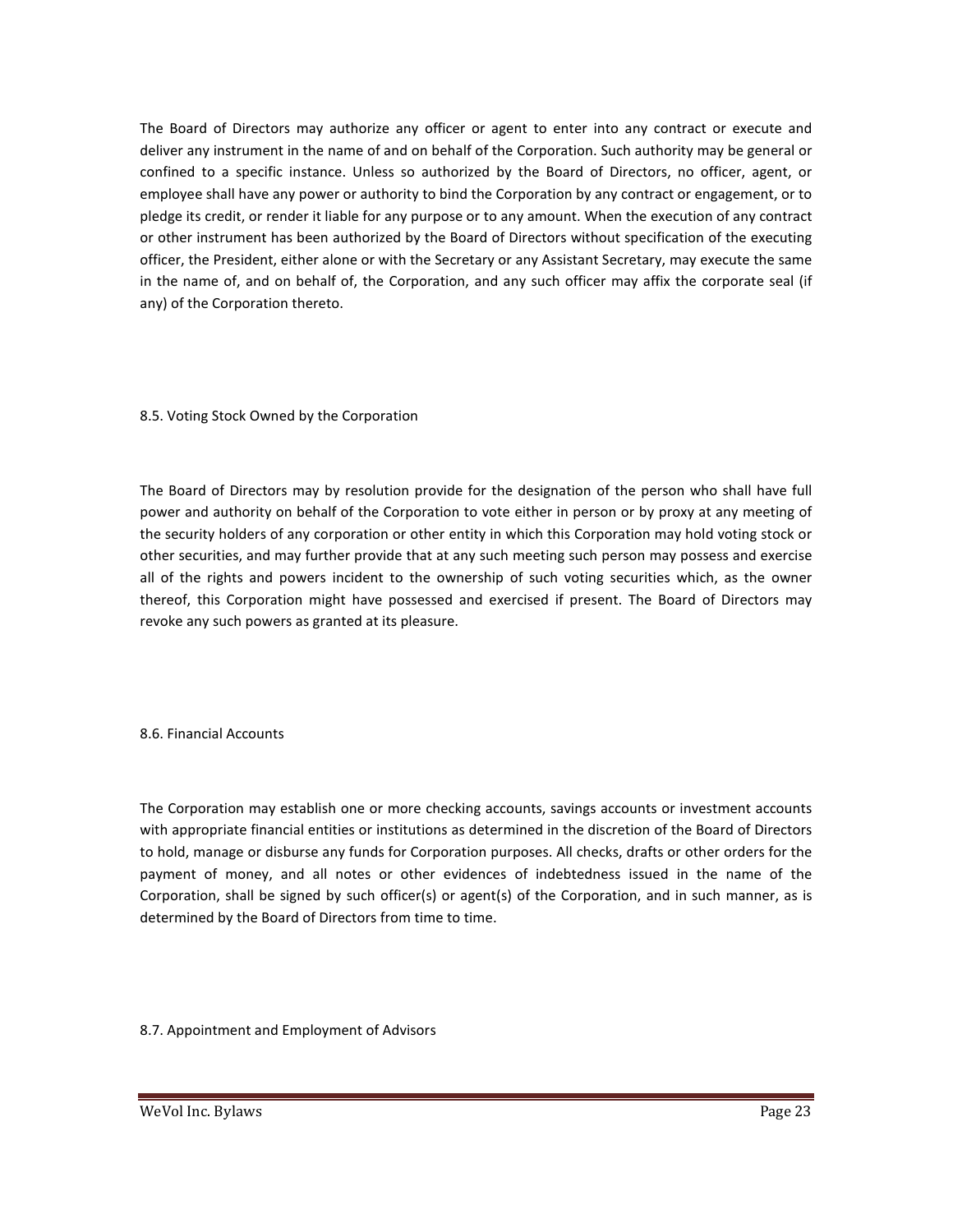The Board of Directors may authorize any officer or agent to enter into any contract or execute and deliver any instrument in the name of and on behalf of the Corporation. Such authority may be general or confined to a specific instance. Unless so authorized by the Board of Directors, no officer, agent, or employee shall have any power or authority to bind the Corporation by any contract or engagement, or to pledge its credit, or render it liable for any purpose or to any amount. When the execution of any contract or other instrument has been authorized by the Board of Directors without specification of the executing officer, the President, either alone or with the Secretary or any Assistant Secretary, may execute the same in the name of, and on behalf of, the Corporation, and any such officer may affix the corporate seal (if any) of the Corporation thereto.

## 8.5. Voting Stock Owned by the Corporation

The Board of Directors may by resolution provide for the designation of the person who shall have full power and authority on behalf of the Corporation to vote either in person or by proxy at any meeting of the security holders of any corporation or other entity in which this Corporation may hold voting stock or other securities, and may further provide that at any such meeting such person may possess and exercise all of the rights and powers incident to the ownership of such voting securities which, as the owner thereof, this Corporation might have possessed and exercised if present. The Board of Directors may revoke any such powers as granted at its pleasure.

## 8.6. Financial Accounts

The Corporation may establish one or more checking accounts, savings accounts or investment accounts with appropriate financial entities or institutions as determined in the discretion of the Board of Directors to hold, manage or disburse any funds for Corporation purposes. All checks, drafts or other orders for the payment of money, and all notes or other evidences of indebtedness issued in the name of the Corporation, shall be signed by such officer(s) or agent(s) of the Corporation, and in such manner, as is determined by the Board of Directors from time to time.

## 8.7. Appointment and Employment of Advisors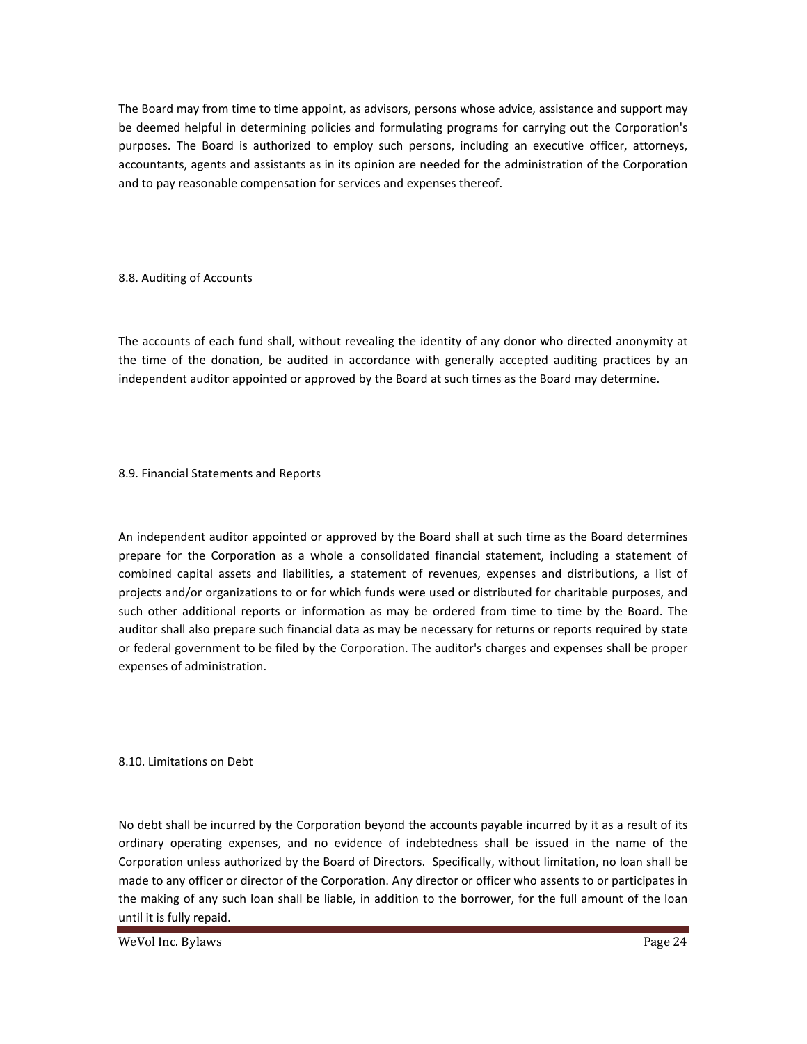The Board may from time to time appoint, as advisors, persons whose advice, assistance and support may be deemed helpful in determining policies and formulating programs for carrying out the Corporation's purposes. The Board is authorized to employ such persons, including an executive officer, attorneys, accountants, agents and assistants as in its opinion are needed for the administration of the Corporation and to pay reasonable compensation for services and expenses thereof.

### 8.8. Auditing of Accounts

The accounts of each fund shall, without revealing the identity of any donor who directed anonymity at the time of the donation, be audited in accordance with generally accepted auditing practices by an independent auditor appointed or approved by the Board at such times as the Board may determine.

### 8.9. Financial Statements and Reports

An independent auditor appointed or approved by the Board shall at such time as the Board determines prepare for the Corporation as a whole a consolidated financial statement, including a statement of combined capital assets and liabilities, a statement of revenues, expenses and distributions, a list of projects and/or organizations to or for which funds were used or distributed for charitable purposes, and such other additional reports or information as may be ordered from time to time by the Board. The auditor shall also prepare such financial data as may be necessary for returns or reports required by state or federal government to be filed by the Corporation. The auditor's charges and expenses shall be proper expenses of administration.

### 8.10. Limitations on Debt

No debt shall be incurred by the Corporation beyond the accounts payable incurred by it as a result of its ordinary operating expenses, and no evidence of indebtedness shall be issued in the name of the Corporation unless authorized by the Board of Directors. Specifically, without limitation, no loan shall be made to any officer or director of the Corporation. Any director or officer who assents to or participates in the making of any such loan shall be liable, in addition to the borrower, for the full amount of the loan until it is fully repaid.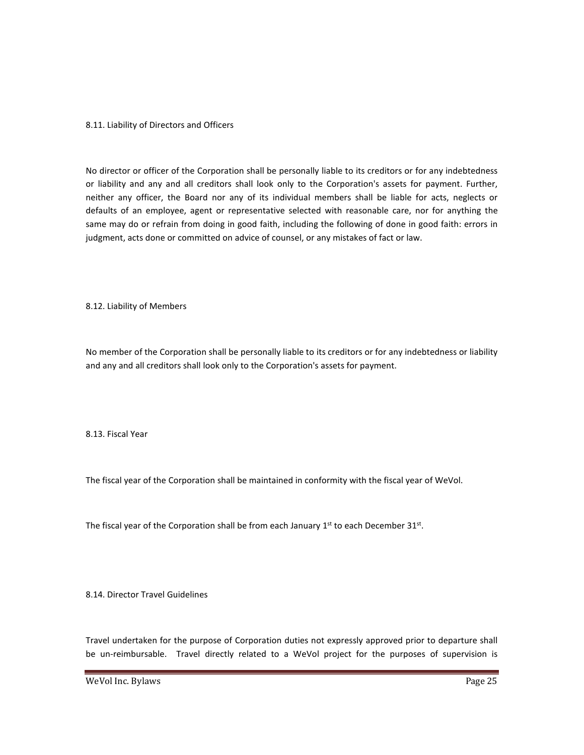### 8.11. Liability of Directors and Officers

No director or officer of the Corporation shall be personally liable to its creditors or for any indebtedness or liability and any and all creditors shall look only to the Corporation's assets for payment. Further, neither any officer, the Board nor any of its individual members shall be liable for acts, neglects or defaults of an employee, agent or representative selected with reasonable care, nor for anything the same may do or refrain from doing in good faith, including the following of done in good faith: errors in judgment, acts done or committed on advice of counsel, or any mistakes of fact or law.

### 8.12. Liability of Members

No member of the Corporation shall be personally liable to its creditors or for any indebtedness or liability and any and all creditors shall look only to the Corporation's assets for payment.

### 8.13. Fiscal Year

The fiscal year of the Corporation shall be maintained in conformity with the fiscal year of WeVol.

The fiscal year of the Corporation shall be from each January 1st to each December 31st.

### 8.14. Director Travel Guidelines

Travel undertaken for the purpose of Corporation duties not expressly approved prior to departure shall be un-reimbursable. Travel directly related to a WeVol project for the purposes of supervision is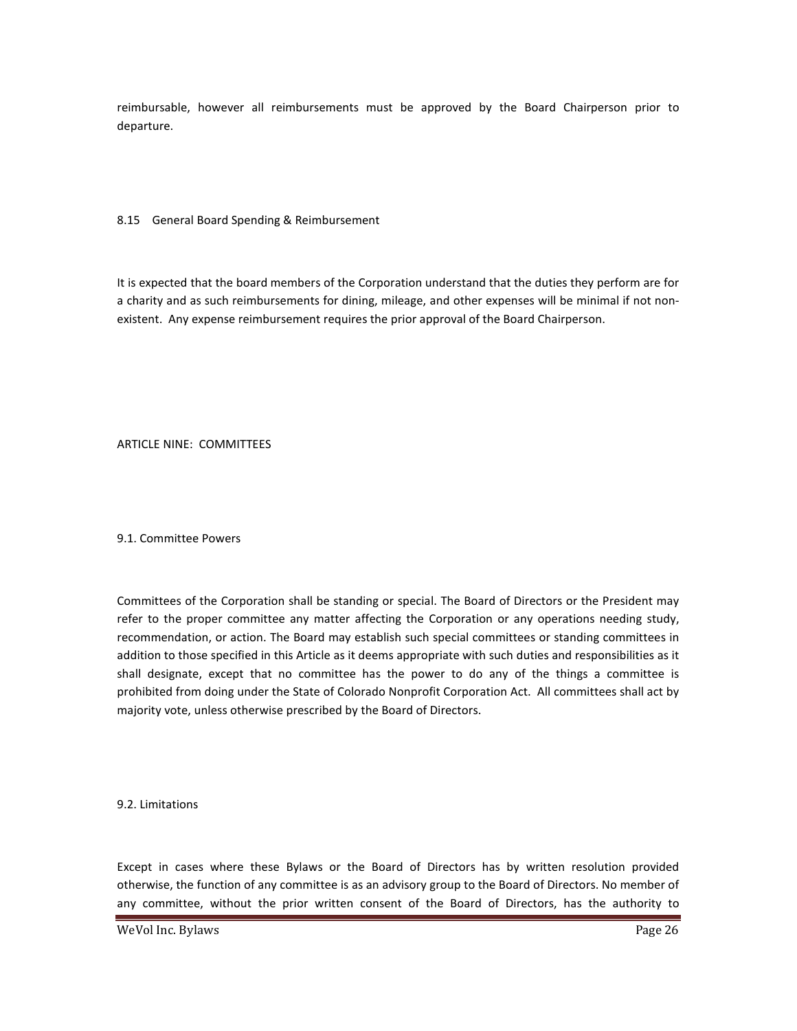reimbursable, however all reimbursements must be approved by the Board Chairperson prior to departure.

### 8.15 General Board Spending & Reimbursement

It is expected that the board members of the Corporation understand that the duties they perform are for a charity and as such reimbursements for dining, mileage, and other expenses will be minimal if not non-existent. Any expense reimbursement requires the prior approval of the Board Chairperson.

## ARTICLE NINE: COMMITTEES

### 9.1. Committee Powers

Committees of the Corporation shall be standing or special. The Board of Directors or the President may refer to the proper committee any matter affecting the Corporation or any operations needing study, recommendation, or action. The Board may establish such special committees or standing committees in addition to those specified in this Article as it deems appropriate with such duties and responsibilities as it shall designate, except that no committee has the power to do any of the things a committee is prohibited from doing under the State of Colorado Nonprofit Corporation Act. All committees shall act by majority vote, unless otherwise prescribed by the Board of Directors.

### 9.2. Limitations

Except in cases where these Bylaws or the Board of Directors has by written resolution provided otherwise, the function of any committee is as an advisory group to the Board of Directors. No member of any committee, without the prior written consent of the Board of Directors, has the authority to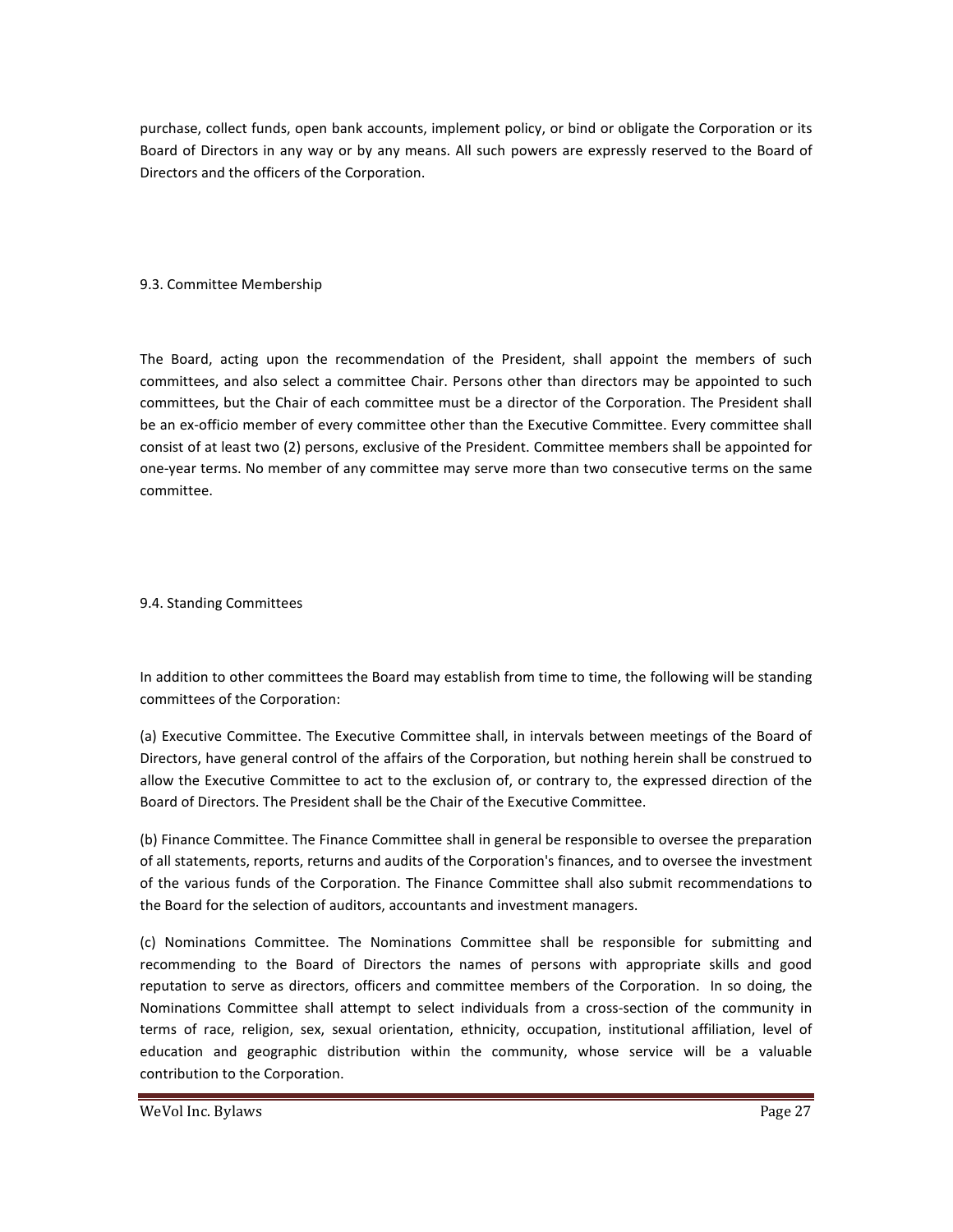purchase, collect funds, open bank accounts, implement policy, or bind or obligate the Corporation or its Board of Directors in any way or by any means. All such powers are expressly reserved to the Board of Directors and the officers of the Corporation.

### 9.3. Committee Membership

The Board, acting upon the recommendation of the President, shall appoint the members of such committees, and also select a committee Chair. Persons other than directors may be appointed to such committees, but the Chair of each committee must be a director of the Corporation. The President shall be an ex-officio member of every committee other than the Executive Committee. Every committee shall consist of at least two (2) persons, exclusive of the President. Committee members shall be appointed for one-year terms. No member of any committee may serve more than two consecutive terms on the same committee.

### 9.4. Standing Committees

In addition to other committees the Board may establish from time to time, the following will be standing committees of the Corporation:

(a) Executive Committee. The Executive Committee shall, in intervals between meetings of the Board of Directors, have general control of the affairs of the Corporation, but nothing herein shall be construed to allow the Executive Committee to act to the exclusion of, or contrary to, the expressed direction of the Board of Directors. The President shall be the Chair of the Executive Committee.

(b) Finance Committee. The Finance Committee shall in general be responsible to oversee the preparation of all statements, reports, returns and audits of the Corporation's finances, and to oversee the investment of the various funds of the Corporation. The Finance Committee shall also submit recommendations to the Board for the selection of auditors, accountants and investment managers.

(c) Nominations Committee. The Nominations Committee shall be responsible for submitting and recommending to the Board of Directors the names of persons with appropriate skills and good reputation to serve as directors, officers and committee members of the Corporation. In so doing, the Nominations Committee shall attempt to select individuals from a cross-section of the community in terms of race, religion, sex, sexual orientation, ethnicity, occupation, institutional affiliation, level of education and geographic distribution within the community, whose service will be a valuable contribution to the Corporation.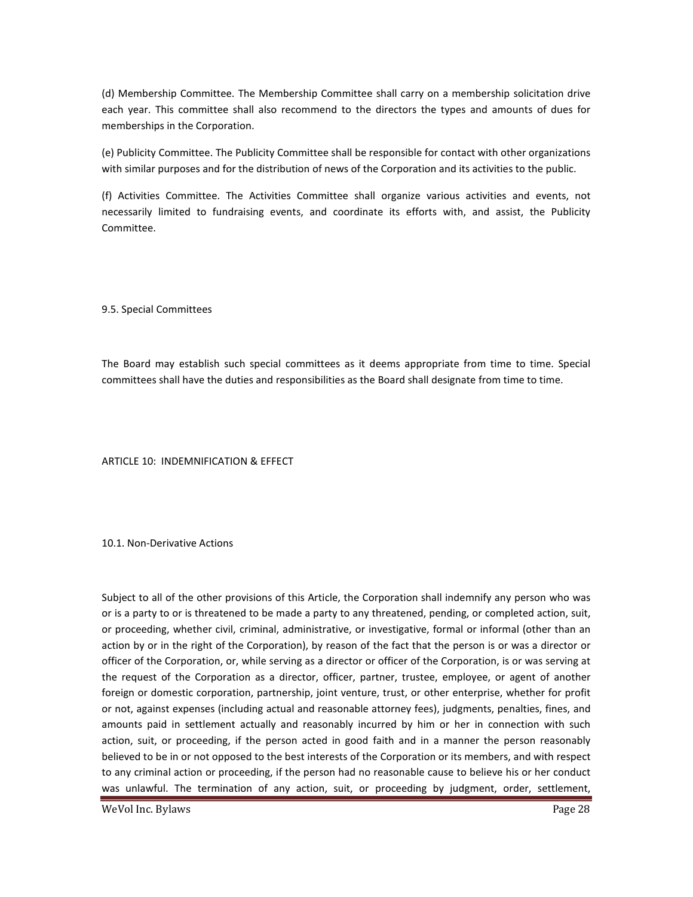(d) Membership Committee. The Membership Committee shall carry on a membership solicitation drive each year. This committee shall also recommend to the directors the types and amounts of dues for memberships in the Corporation.

(e) Publicity Committee. The Publicity Committee shall be responsible for contact with other organizations with similar purposes and for the distribution of news of the Corporation and its activities to the public.

(f) Activities Committee. The Activities Committee shall organize various activities and events, not necessarily limited to fundraising events, and coordinate its efforts with, and assist, the Publicity Committee.

### 9.5. Special Committees

The Board may establish such special committees as it deems appropriate from time to time. Special committees shall have the duties and responsibilities as the Board shall designate from time to time.

## ARTICLE 10: INDEMNIFICATION & EFFECT

### 10.1. Non-Derivative Actions

Subject to all of the other provisions of this Article, the Corporation shall indemnify any person who was or is a party to or is threatened to be made a party to any threatened, pending, or completed action, suit, or proceeding, whether civil, criminal, administrative, or investigative, formal or informal (other than an action by or in the right of the Corporation), by reason of the fact that the person is or was a director or officer of the Corporation, or, while serving as a director or officer of the Corporation, is or was serving at the request of the Corporation as a director, officer, partner, trustee, employee, or agent of another foreign or domestic corporation, partnership, joint venture, trust, or other enterprise, whether for profit or not, against expenses (including actual and reasonable attorney fees), judgments, penalties, fines, and amounts paid in settlement actually and reasonably incurred by him or her in connection with such action, suit, or proceeding, if the person acted in good faith and in a manner the person reasonably believed to be in or not opposed to the best interests of the Corporation or its members, and with respect to any criminal action or proceeding, if the person had no reasonable cause to believe his or her conduct was unlawful. The termination of any action, suit, or proceeding by judgment, order, settlement,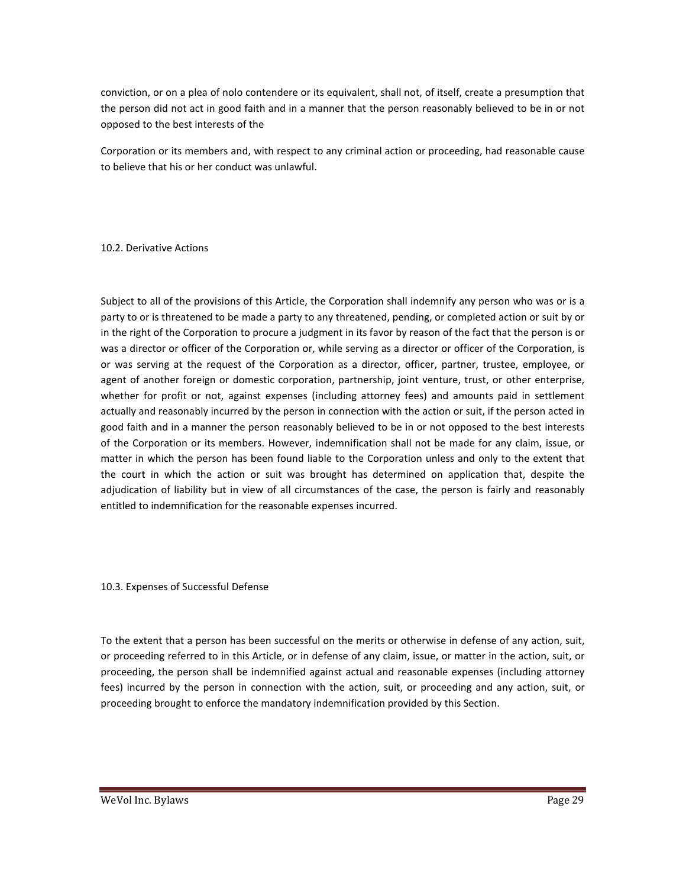conviction, or on a plea of nolo contendere or its equivalent, shall not, of itself, create a presumption that the person did not act in good faith and in a manner that the person reasonably believed to be in or not opposed to the best interests of the

Corporation or its members and, with respect to any criminal action or proceeding, had reasonable cause to believe that his or her conduct was unlawful.

### 10.2. Derivative Actions

Subject to all of the provisions of this Article, the Corporation shall indemnify any person who was or is a party to or is threatened to be made a party to any threatened, pending, or completed action or suit by or in the right of the Corporation to procure a judgment in its favor by reason of the fact that the person is or was a director or officer of the Corporation or, while serving as a director or officer of the Corporation, is or was serving at the request of the Corporation as a director, officer, partner, trustee, employee, or agent of another foreign or domestic corporation, partnership, joint venture, trust, or other enterprise, whether for profit or not, against expenses (including attorney fees) and amounts paid in settlement actually and reasonably incurred by the person in connection with the action or suit, if the person acted in good faith and in a manner the person reasonably believed to be in or not opposed to the best interests of the Corporation or its members. However, indemnification shall not be made for any claim, issue, or matter in which the person has been found liable to the Corporation unless and only to the extent that the court in which the action or suit was brought has determined on application that, despite the adjudication of liability but in view of all circumstances of the case, the person is fairly and reasonably entitled to indemnification for the reasonable expenses incurred.

### 10.3. Expenses of Successful Defense

To the extent that a person has been successful on the merits or otherwise in defense of any action, suit, or proceeding referred to in this Article, or in defense of any claim, issue, or matter in the action, suit, or proceeding, the person shall be indemnified against actual and reasonable expenses (including attorney fees) incurred by the person in connection with the action, suit, or proceeding and any action, suit, or proceeding brought to enforce the mandatory indemnification provided by this Section.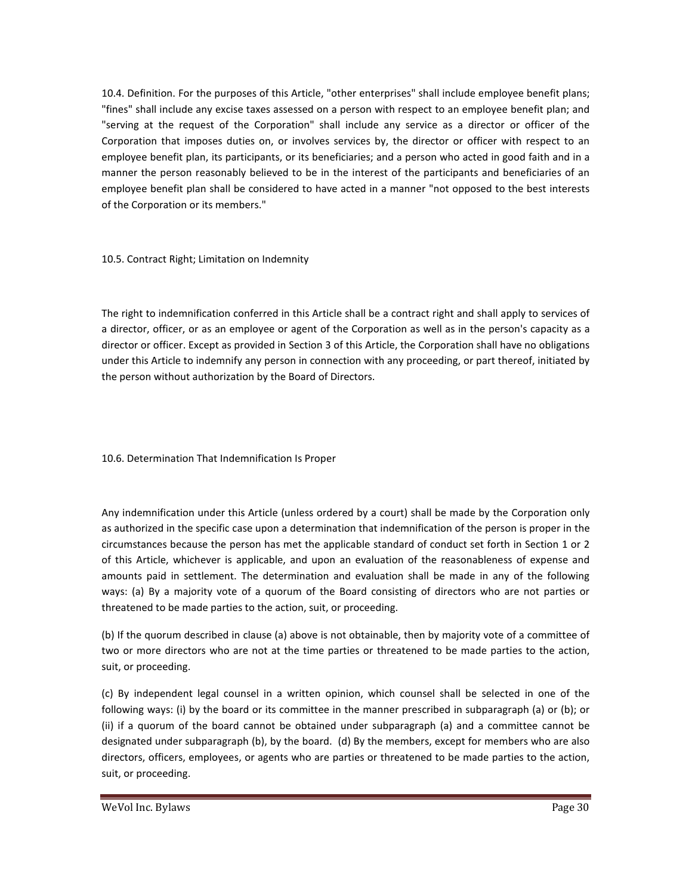10.4. Definition. For the purposes of this Article, "other enterprises" shall include employee benefit plans; "fines" shall include any excise taxes assessed on a person with respect to an employee benefit plan; and "serving at the request of the Corporation" shall include any service as a director or officer of the Corporation that imposes duties on, or involves services by, the director or officer with respect to an employee benefit plan, its participants, or its beneficiaries; and a person who acted in good faith and in a manner the person reasonably believed to be in the interest of the participants and beneficiaries of an employee benefit plan shall be considered to have acted in a manner "not opposed to the best interests of the Corporation or its members."

10.5. Contract Right; Limitation on Indemnity

The right to indemnification conferred in this Article shall be a contract right and shall apply to services of a director, officer, or as an employee or agent of the Corporation as well as in the person's capacity as a director or officer. Except as provided in Section 3 of this Article, the Corporation shall have no obligations under this Article to indemnify any person in connection with any proceeding, or part thereof, initiated by the person without authorization by the Board of Directors.

10.6. Determination That Indemnification Is Proper

Any indemnification under this Article (unless ordered by a court) shall be made by the Corporation only as authorized in the specific case upon a determination that indemnification of the person is proper in the circumstances because the person has met the applicable standard of conduct set forth in Section 1 or 2 of this Article, whichever is applicable, and upon an evaluation of the reasonableness of expense and amounts paid in settlement. The determination and evaluation shall be made in any of the following ways: (a) By a majority vote of a quorum of the Board consisting of directors who are not parties or threatened to be made parties to the action, suit, or proceeding.

(b) If the quorum described in clause (a) above is not obtainable, then by majority vote of a committee of two or more directors who are not at the time parties or threatened to be made parties to the action, suit, or proceeding.

(c) By independent legal counsel in a written opinion, which counsel shall be selected in one of the following ways: (i) by the board or its committee in the manner prescribed in subparagraph (a) or (b); or (ii) if a quorum of the board cannot be obtained under subparagraph (a) and a committee cannot be designated under subparagraph (b), by the board. (d) By the members, except for members who are also directors, officers, employees, or agents who are parties or threatened to be made parties to the action, suit, or proceeding.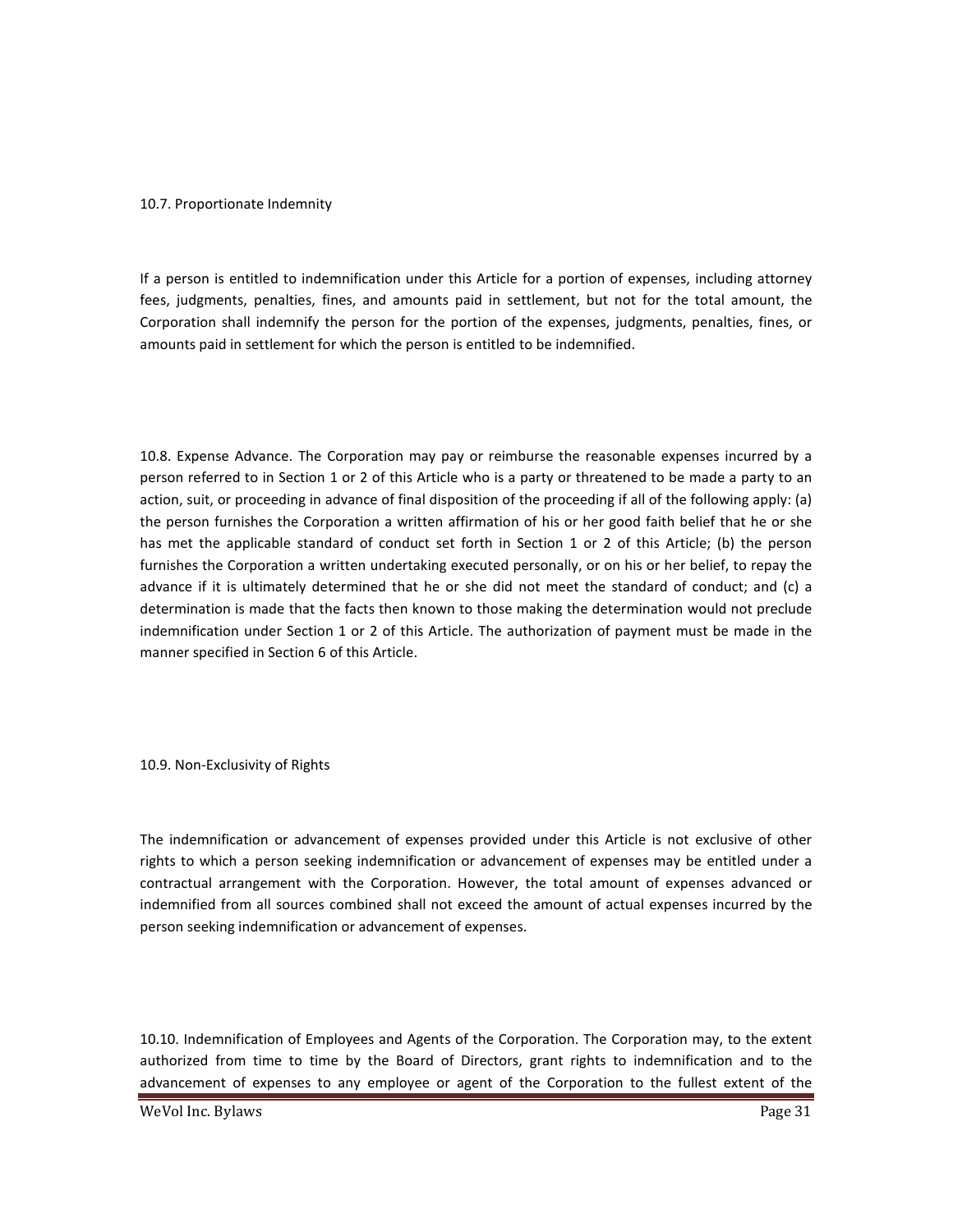10.7. Proportionate Indemnity

If a person is entitled to indemnification under this Article for a portion of expenses, including attorney fees, judgments, penalties, fines, and amounts paid in settlement, but not for the total amount, the Corporation shall indemnify the person for the portion of the expenses, judgments, penalties, fines, or amounts paid in settlement for which the person is entitled to be indemnified.

10.8. Expense Advance. The Corporation may pay or reimburse the reasonable expenses incurred by a person referred to in Section 1 or 2 of this Article who is a party or threatened to be made a party to an action, suit, or proceeding in advance of final disposition of the proceeding if all of the following apply: (a) the person furnishes the Corporation a written affirmation of his or her good faith belief that he or she has met the applicable standard of conduct set forth in Section 1 or 2 of this Article; (b) the person furnishes the Corporation a written undertaking executed personally, or on his or her belief, to repay the advance if it is ultimately determined that he or she did not meet the standard of conduct; and (c) a determination is made that the facts then known to those making the determination would not preclude indemnification under Section 1 or 2 of this Article. The authorization of payment must be made in the manner specified in Section 6 of this Article.

10.9. Non-Exclusivity of Rights

The indemnification or advancement of expenses provided under this Article is not exclusive of other rights to which a person seeking indemnification or advancement of expenses may be entitled under a contractual arrangement with the Corporation. However, the total amount of expenses advanced or indemnified from all sources combined shall not exceed the amount of actual expenses incurred by the person seeking indemnification or advancement of expenses.

10.10. Indemnification of Employees and Agents of the Corporation. The Corporation may, to the extent authorized from time to time by the Board of Directors, grant rights to indemnification and to the advancement of expenses to any employee or agent of the Corporation to the fullest extent of the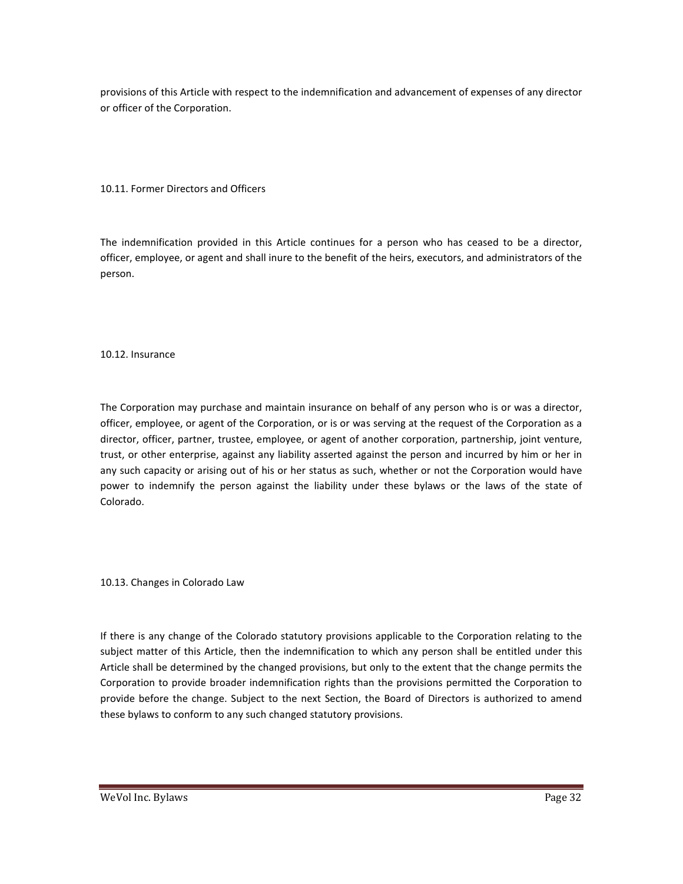provisions of this Article with respect to the indemnification and advancement of expenses of any director or officer of the Corporation.

### 10.11. Former Directors and Officers

The indemnification provided in this Article continues for a person who has ceased to be a director, officer, employee, or agent and shall inure to the benefit of the heirs, executors, and administrators of the person.

### 10.12. Insurance

The Corporation may purchase and maintain insurance on behalf of any person who is or was a director, officer, employee, or agent of the Corporation, or is or was serving at the request of the Corporation as a director, officer, partner, trustee, employee, or agent of another corporation, partnership, joint venture, trust, or other enterprise, against any liability asserted against the person and incurred by him or her in any such capacity or arising out of his or her status as such, whether or not the Corporation would have power to indemnify the person against the liability under these bylaws or the laws of the state of Colorado.

### 10.13. Changes in Colorado Law

If there is any change of the Colorado statutory provisions applicable to the Corporation relating to the subject matter of this Article, then the indemnification to which any person shall be entitled under this Article shall be determined by the changed provisions, but only to the extent that the change permits the Corporation to provide broader indemnification rights than the provisions permitted the Corporation to provide before the change. Subject to the next Section, the Board of Directors is authorized to amend these bylaws to conform to any such changed statutory provisions.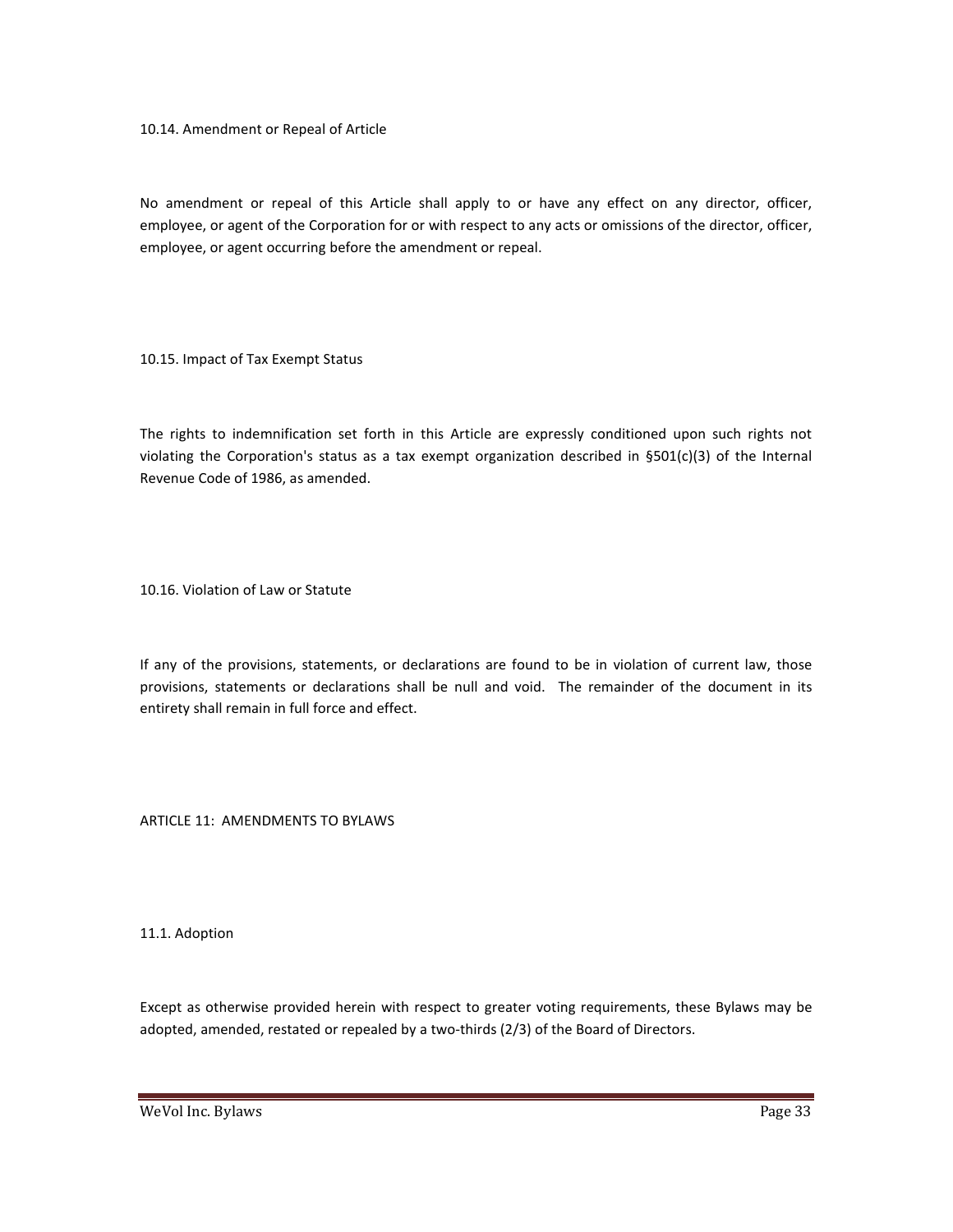### 10.14. Amendment or Repeal of Article

No amendment or repeal of this Article shall apply to or have any effect on any director, officer, employee, or agent of the Corporation for or with respect to any acts or omissions of the director, officer, employee, or agent occurring before the amendment or repeal.

### 10.15. Impact of Tax Exempt Status

The rights to indemnification set forth in this Article are expressly conditioned upon such rights not violating the Corporation's status as a tax exempt organization described in §501(c)(3) of the Internal Revenue Code of 1986, as amended.

### 10.16. Violation of Law or Statute

If any of the provisions, statements, or declarations are found to be in violation of current law, those provisions, statements or declarations shall be null and void. The remainder of the document in its entirety shall remain in full force and effect.

## ARTICLE 11: AMENDMENTS TO BYLAWS

### 11.1. Adoption

Except as otherwise provided herein with respect to greater voting requirements, these Bylaws may be adopted, amended, restated or repealed by a two-thirds (2/3) of the Board of Directors.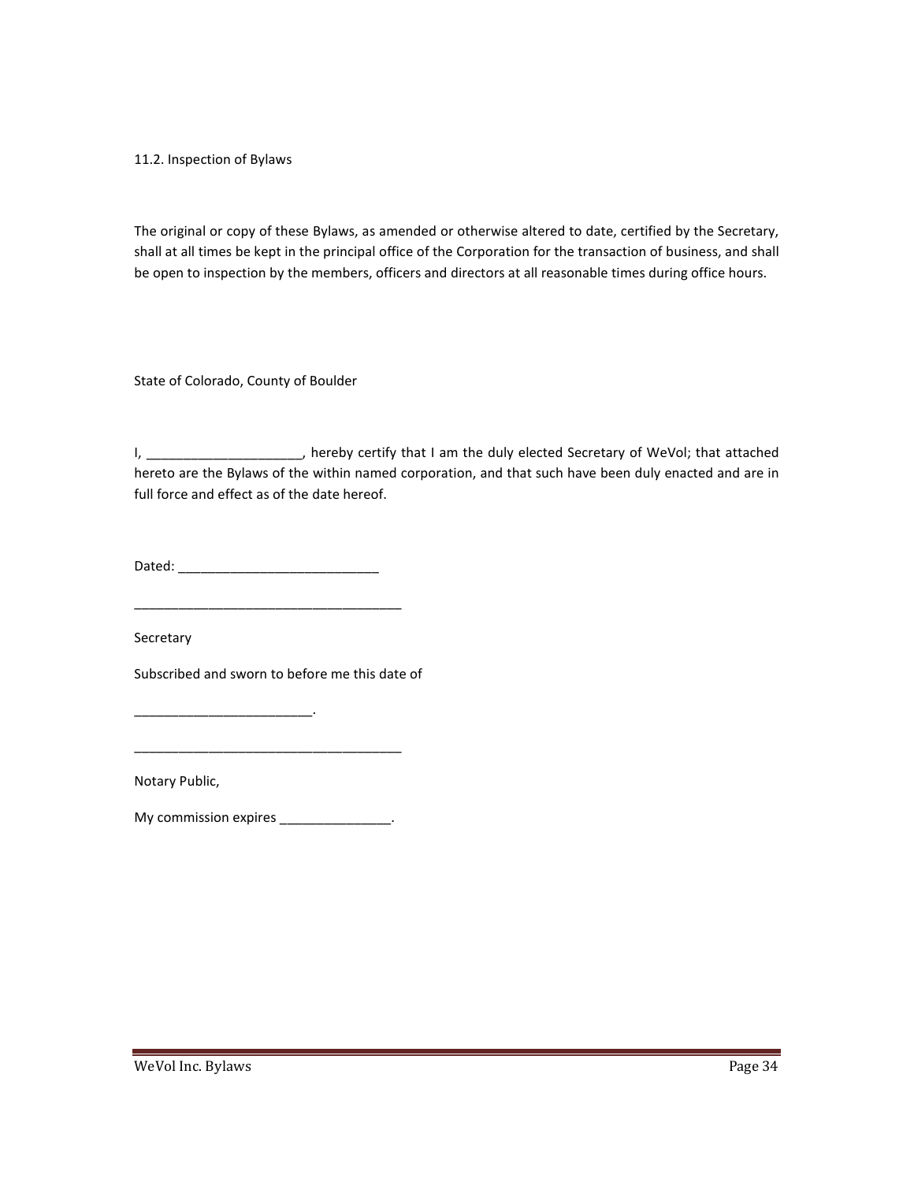### 11.2. Inspection of Bylaws

The original or copy of these Bylaws, as amended or otherwise altered to date, certified by the Secretary, shall at all times be kept in the principal office of the Corporation for the transaction of business, and shall be open to inspection by the members, officers and directors at all reasonable times during office hours.

State of Colorado, County of Boulder

I, _____________________, hereby certify that I am the duly elected Secretary of WeVol; that attached hereto are the Bylaws of the within named corporation, and that such have been duly enacted and are in full force and effect as of the date hereof.

Dated: ___________________________

_____________________________________

Secretary

Subscribed and sworn to before me this date of

________________________.

_____________________________________

Notary Public,

My commission expires _______________.